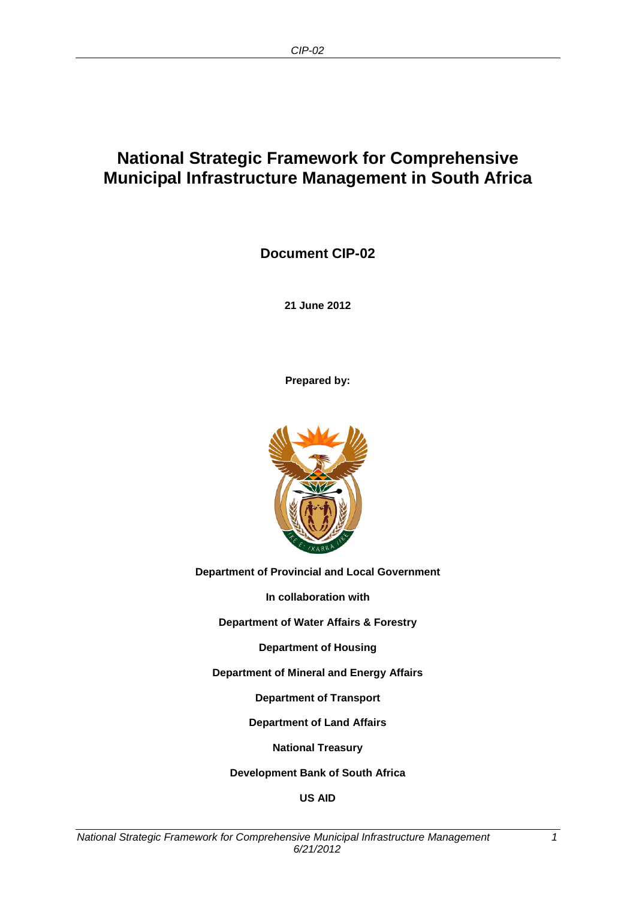# National Strategic Framework for Comprehensive Municipal Infrastructure Management in South Africa

**Document CIP-02**

**21 June 2012**

**Prepared by:**

**Department of Provincial and Local Government**

**In collaboration with**

**Department of Water Affairs & Forestry**

**Department of Housing**

**Department of Mineral and Energy Affairs**

**Department of Transport**

**Department of Land Affairs**

**National Treasury**

**Development Bank of South Africa**

**US AID**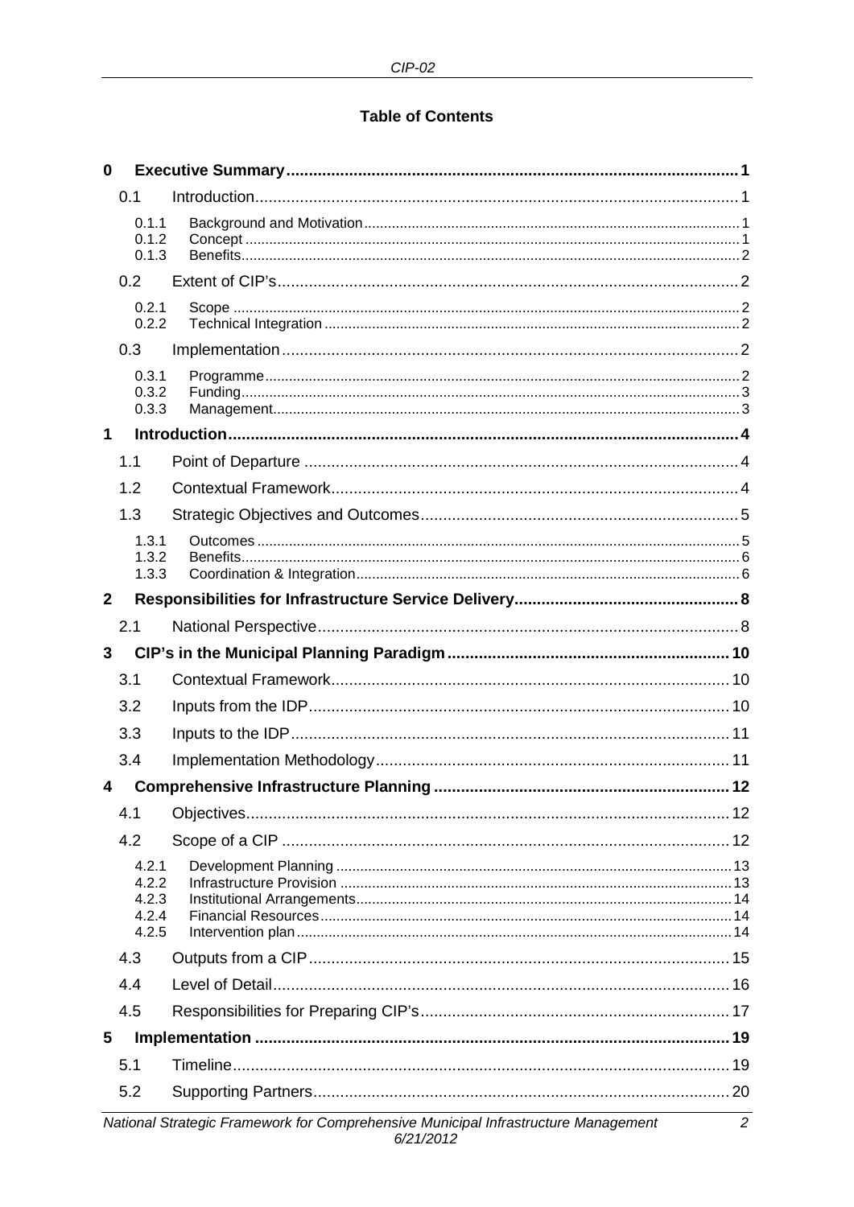**Table of Contents**

- **0 Executive Summary** ... 1
  - 0.1 Introduction ... 1
    - 0.1.1 Background and Motivation ... 1
    - 0.1.2 Concept ... 1
    - 0.1.3 Benefits ... 2
  - 0.2 Extent of CIP's ... 2
    - 0.2.1 Scope ... 2
    - 0.2.2 Technical Integration ... 2
  - 0.3 Implementation ... 2
    - 0.3.1 Programme ... 2
    - 0.3.2 Funding ... 3
    - 0.3.3 Management ... 3
- **1 Introduction** ... 4
  - 1.1 Point of Departure ... 4
  - 1.2 Contextual Framework ... 4
  - 1.3 Strategic Objectives and Outcomes ... 5
    - 1.3.1 Outcomes ... 5
    - 1.3.2 Benefits ... 6
    - 1.3.3 Coordination & Integration ... 6
- **2 Responsibilities for Infrastructure Service Delivery** ... 8
  - 2.1 National Perspective ... 8
- **3 CIP's in the Municipal Planning Paradigm** ... 10
  - 3.1 Contextual Framework ... 10
  - 3.2 Inputs from the IDP ... 10
  - 3.3 Inputs to the IDP ... 11
  - 3.4 Implementation Methodology ... 11
- **4 Comprehensive Infrastructure Planning** ... 12
  - 4.1 Objectives ... 12
  - 4.2 Scope of a CIP ... 12
    - 4.2.1 Development Planning ... 13
    - 4.2.2 Infrastructure Provision ... 13
    - 4.2.3 Institutional Arrangements ... 14
    - 4.2.4 Financial Resources ... 14
    - 4.2.5 Intervention plan ... 14
  - 4.3 Outputs from a CIP ... 15
  - 4.4 Level of Detail ... 16
  - 4.5 Responsibilities for Preparing CIP's ... 17
- **5 Implementation** ... 19
  - 5.1 Timeline ... 19
  - 5.2 Supporting Partners ... 20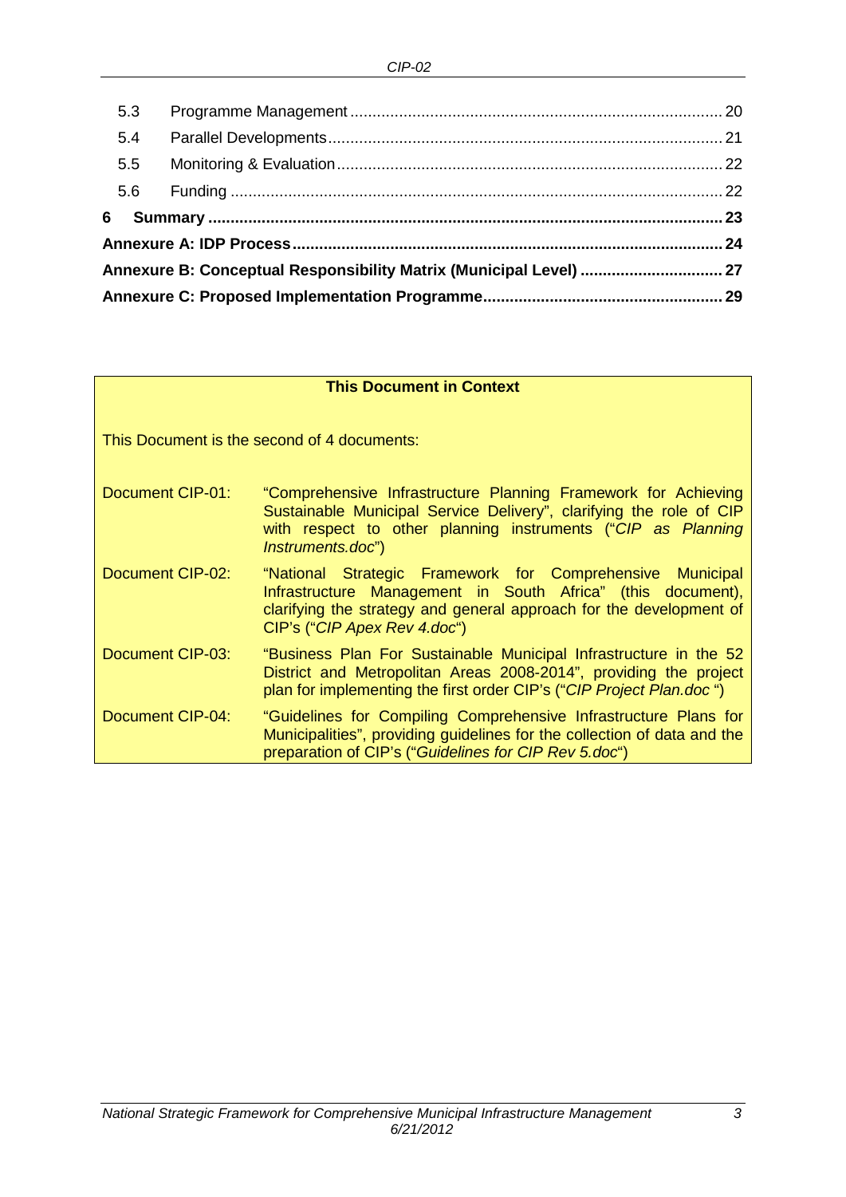| | | |
|---|---|---|
| 5.3 | Programme Management | 20 |
| 5.4 | Parallel Developments | 21 |
| 5.5 | Monitoring & Evaluation | 22 |
| 5.6 | Funding | 22 |
| **6** | **Summary** | **23** |
| **Annexure A: IDP Process** | | **24** |
| **Annexure B: Conceptual Responsibility Matrix (Municipal Level)** | | **27** |
| **Annexure C: Proposed Implementation Programme** | | **29** |

**This Document in Context**

This Document is the second of 4 documents:

| | |
|---|---|
| Document CIP-01: | "Comprehensive Infrastructure Planning Framework for Achieving Sustainable Municipal Service Delivery", clarifying the role of CIP with respect to other planning instruments ("*CIP as Planning Instruments.doc*") |
| Document CIP-02: | "National Strategic Framework for Comprehensive Municipal Infrastructure Management in South Africa" (this document), clarifying the strategy and general approach for the development of CIP's ("*CIP Apex Rev 4.doc*") |
| Document CIP-03: | "Business Plan For Sustainable Municipal Infrastructure in the 52 District and Metropolitan Areas 2008-2014", providing the project plan for implementing the first order CIP's ("*CIP Project Plan.doc* ") |
| Document CIP-04: | "Guidelines for Compiling Comprehensive Infrastructure Plans for Municipalities", providing guidelines for the collection of data and the preparation of CIP's ("*Guidelines for CIP Rev 5.doc*") |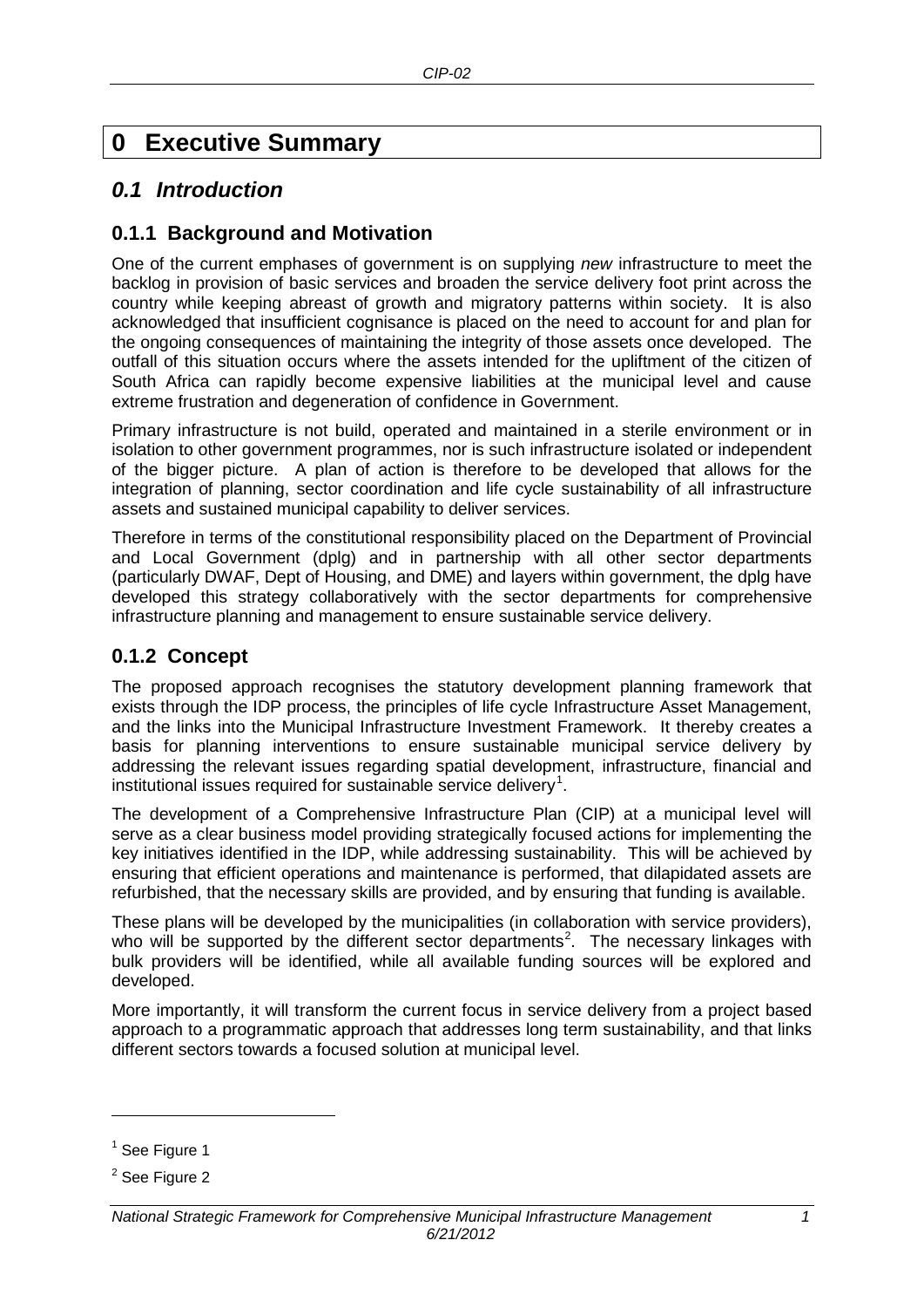# 0 Executive Summary

## *0.1 Introduction*

### 0.1.1 Background and Motivation

One of the current emphases of government is on supplying *new* infrastructure to meet the backlog in provision of basic services and broaden the service delivery foot print across the country while keeping abreast of growth and migratory patterns within society. It is also acknowledged that insufficient cognisance is placed on the need to account for and plan for the ongoing consequences of maintaining the integrity of those assets once developed. The outfall of this situation occurs where the assets intended for the upliftment of the citizen of South Africa can rapidly become expensive liabilities at the municipal level and cause extreme frustration and degeneration of confidence in Government.

Primary infrastructure is not build, operated and maintained in a sterile environment or in isolation to other government programmes, nor is such infrastructure isolated or independent of the bigger picture. A plan of action is therefore to be developed that allows for the integration of planning, sector coordination and life cycle sustainability of all infrastructure assets and sustained municipal capability to deliver services.

Therefore in terms of the constitutional responsibility placed on the Department of Provincial and Local Government (dplg) and in partnership with all other sector departments (particularly DWAF, Dept of Housing, and DME) and layers within government, the dplg have developed this strategy collaboratively with the sector departments for comprehensive infrastructure planning and management to ensure sustainable service delivery.

### 0.1.2 Concept

The proposed approach recognises the statutory development planning framework that exists through the IDP process, the principles of life cycle Infrastructure Asset Management, and the links into the Municipal Infrastructure Investment Framework. It thereby creates a basis for planning interventions to ensure sustainable municipal service delivery by addressing the relevant issues regarding spatial development, infrastructure, financial and institutional issues required for sustainable service delivery[1].

The development of a Comprehensive Infrastructure Plan (CIP) at a municipal level will serve as a clear business model providing strategically focused actions for implementing the key initiatives identified in the IDP, while addressing sustainability. This will be achieved by ensuring that efficient operations and maintenance is performed, that dilapidated assets are refurbished, that the necessary skills are provided, and by ensuring that funding is available.

These plans will be developed by the municipalities (in collaboration with service providers), who will be supported by the different sector departments[2]. The necessary linkages with bulk providers will be identified, while all available funding sources will be explored and developed.

More importantly, it will transform the current focus in service delivery from a project based approach to a programmatic approach that addresses long term sustainability, and that links different sectors towards a focused solution at municipal level.

[1] See Figure 1

[2] See Figure 2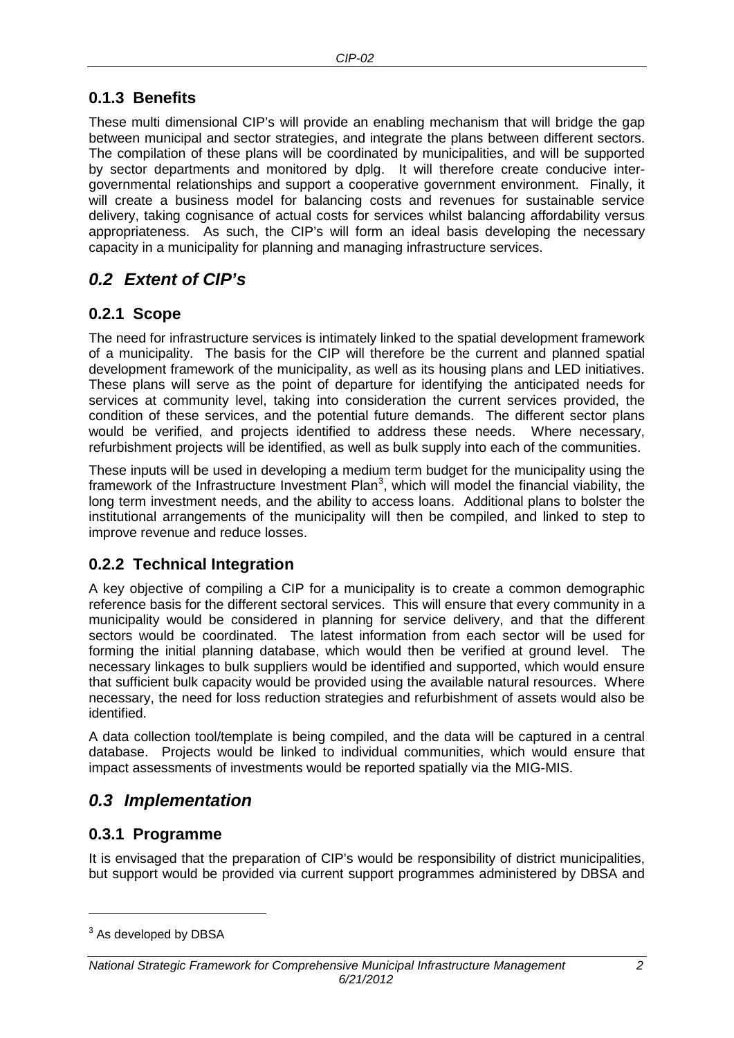### 0.1.3 Benefits

These multi dimensional CIP's will provide an enabling mechanism that will bridge the gap between municipal and sector strategies, and integrate the plans between different sectors. The compilation of these plans will be coordinated by municipalities, and will be supported by sector departments and monitored by dplg. It will therefore create conducive inter-governmental relationships and support a cooperative government environment. Finally, it will create a business model for balancing costs and revenues for sustainable service delivery, taking cognisance of actual costs for services whilst balancing affordability versus appropriateness. As such, the CIP's will form an ideal basis developing the necessary capacity in a municipality for planning and managing infrastructure services.

## *0.2 Extent of CIP's*

### 0.2.1 Scope

The need for infrastructure services is intimately linked to the spatial development framework of a municipality. The basis for the CIP will therefore be the current and planned spatial development framework of the municipality, as well as its housing plans and LED initiatives. These plans will serve as the point of departure for identifying the anticipated needs for services at community level, taking into consideration the current services provided, the condition of these services, and the potential future demands. The different sector plans would be verified, and projects identified to address these needs. Where necessary, refurbishment projects will be identified, as well as bulk supply into each of the communities.

These inputs will be used in developing a medium term budget for the municipality using the framework of the Infrastructure Investment Plan[3], which will model the financial viability, the long term investment needs, and the ability to access loans. Additional plans to bolster the institutional arrangements of the municipality will then be compiled, and linked to step to improve revenue and reduce losses.

### 0.2.2 Technical Integration

A key objective of compiling a CIP for a municipality is to create a common demographic reference basis for the different sectoral services. This will ensure that every community in a municipality would be considered in planning for service delivery, and that the different sectors would be coordinated. The latest information from each sector will be used for forming the initial planning database, which would then be verified at ground level. The necessary linkages to bulk suppliers would be identified and supported, which would ensure that sufficient bulk capacity would be provided using the available natural resources. Where necessary, the need for loss reduction strategies and refurbishment of assets would also be identified.

A data collection tool/template is being compiled, and the data will be captured in a central database. Projects would be linked to individual communities, which would ensure that impact assessments of investments would be reported spatially via the MIG-MIS.

## *0.3 Implementation*

### 0.3.1 Programme

It is envisaged that the preparation of CIP's would be responsibility of district municipalities, but support would be provided via current support programmes administered by DBSA and

[3] As developed by DBSA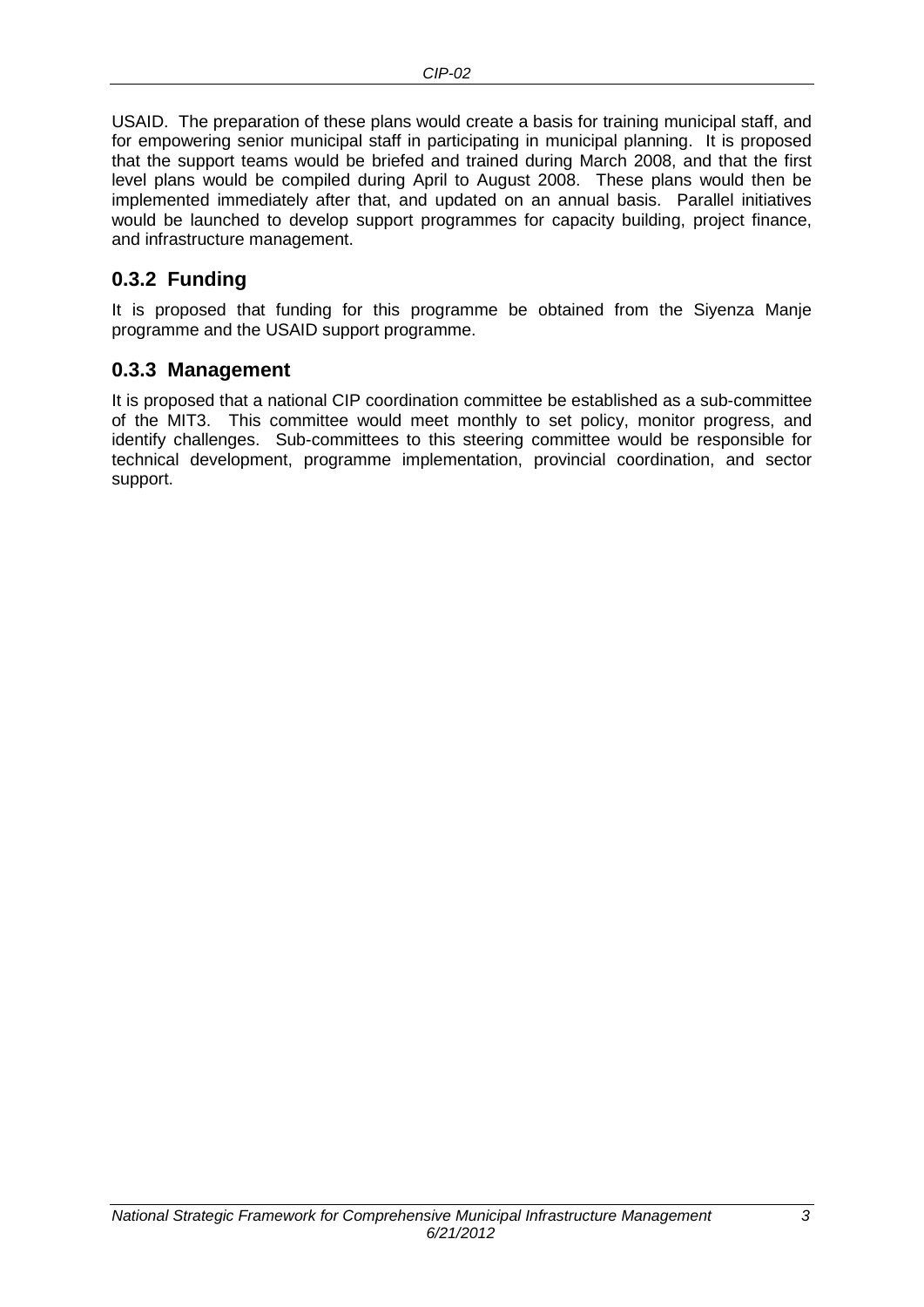USAID. The preparation of these plans would create a basis for training municipal staff, and for empowering senior municipal staff in participating in municipal planning. It is proposed that the support teams would be briefed and trained during March 2008, and that the first level plans would be compiled during April to August 2008. These plans would then be implemented immediately after that, and updated on an annual basis. Parallel initiatives would be launched to develop support programmes for capacity building, project finance, and infrastructure management.

### 0.3.2 Funding

It is proposed that funding for this programme be obtained from the Siyenza Manje programme and the USAID support programme.

### 0.3.3 Management

It is proposed that a national CIP coordination committee be established as a sub-committee of the MIT3. This committee would meet monthly to set policy, monitor progress, and identify challenges. Sub-committees to this steering committee would be responsible for technical development, programme implementation, provincial coordination, and sector support.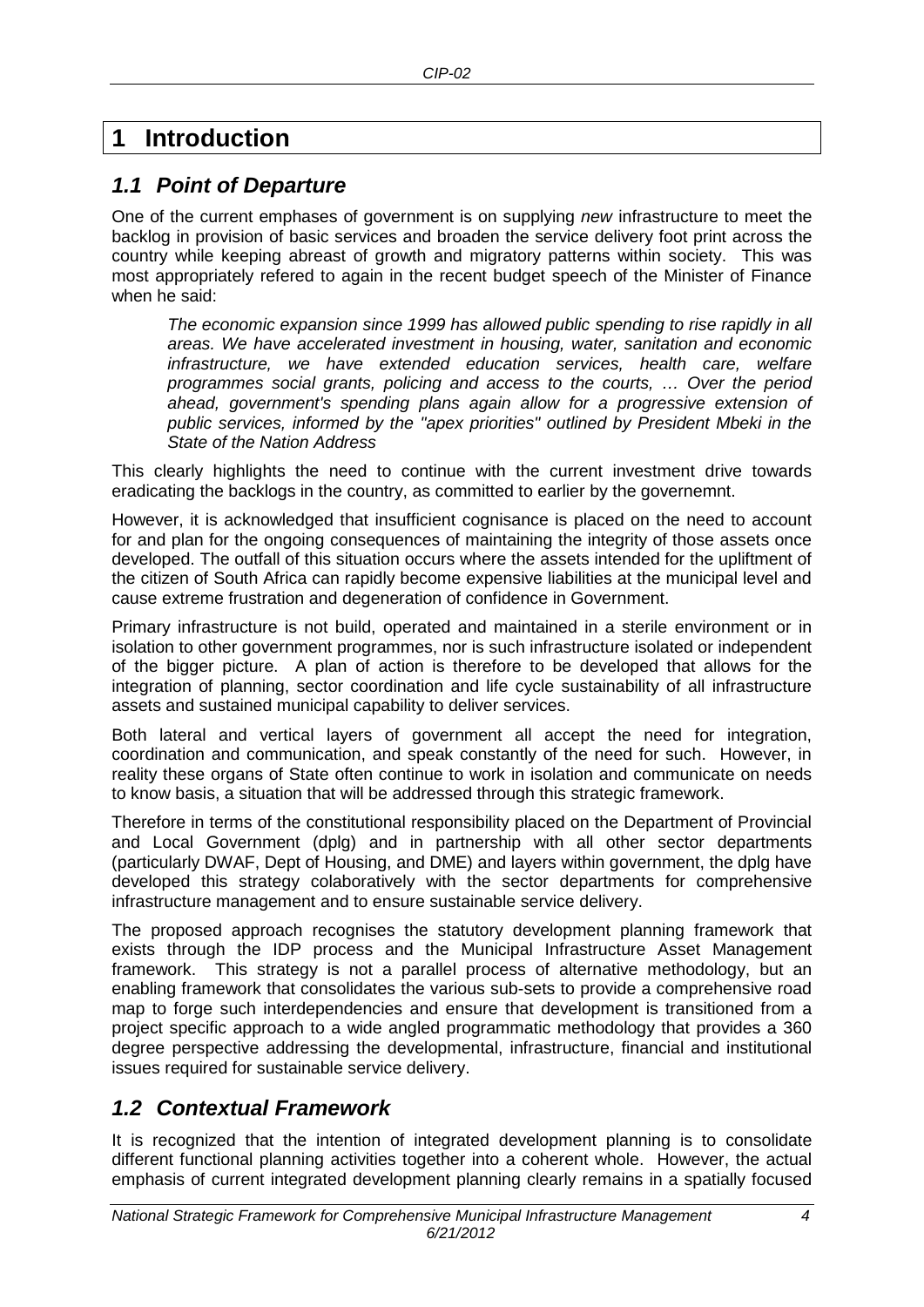# 1 Introduction

## *1.1 Point of Departure*

One of the current emphases of government is on supplying *new* infrastructure to meet the backlog in provision of basic services and broaden the service delivery foot print across the country while keeping abreast of growth and migratory patterns within society. This was most appropriately refered to again in the recent budget speech of the Minister of Finance when he said:

> *The economic expansion since 1999 has allowed public spending to rise rapidly in all areas. We have accelerated investment in housing, water, sanitation and economic infrastructure, we have extended education services, health care, welfare programmes social grants, policing and access to the courts, … Over the period ahead, government's spending plans again allow for a progressive extension of public services, informed by the "apex priorities" outlined by President Mbeki in the State of the Nation Address*

This clearly highlights the need to continue with the current investment drive towards eradicating the backlogs in the country, as committed to earlier by the governemnt.

However, it is acknowledged that insufficient cognisance is placed on the need to account for and plan for the ongoing consequences of maintaining the integrity of those assets once developed. The outfall of this situation occurs where the assets intended for the upliftment of the citizen of South Africa can rapidly become expensive liabilities at the municipal level and cause extreme frustration and degeneration of confidence in Government.

Primary infrastructure is not build, operated and maintained in a sterile environment or in isolation to other government programmes, nor is such infrastructure isolated or independent of the bigger picture. A plan of action is therefore to be developed that allows for the integration of planning, sector coordination and life cycle sustainability of all infrastructure assets and sustained municipal capability to deliver services.

Both lateral and vertical layers of government all accept the need for integration, coordination and communication, and speak constantly of the need for such. However, in reality these organs of State often continue to work in isolation and communicate on needs to know basis, a situation that will be addressed through this strategic framework.

Therefore in terms of the constitutional responsibility placed on the Department of Provincial and Local Government (dplg) and in partnership with all other sector departments (particularly DWAF, Dept of Housing, and DME) and layers within government, the dplg have developed this strategy colaboratively with the sector departments for comprehensive infrastructure management and to ensure sustainable service delivery.

The proposed approach recognises the statutory development planning framework that exists through the IDP process and the Municipal Infrastructure Asset Management framework. This strategy is not a parallel process of alternative methodology, but an enabling framework that consolidates the various sub-sets to provide a comprehensive road map to forge such interdependencies and ensure that development is transitioned from a project specific approach to a wide angled programmatic methodology that provides a 360 degree perspective addressing the developmental, infrastructure, financial and institutional issues required for sustainable service delivery.

## *1.2 Contextual Framework*

It is recognized that the intention of integrated development planning is to consolidate different functional planning activities together into a coherent whole. However, the actual emphasis of current integrated development planning clearly remains in a spatially focused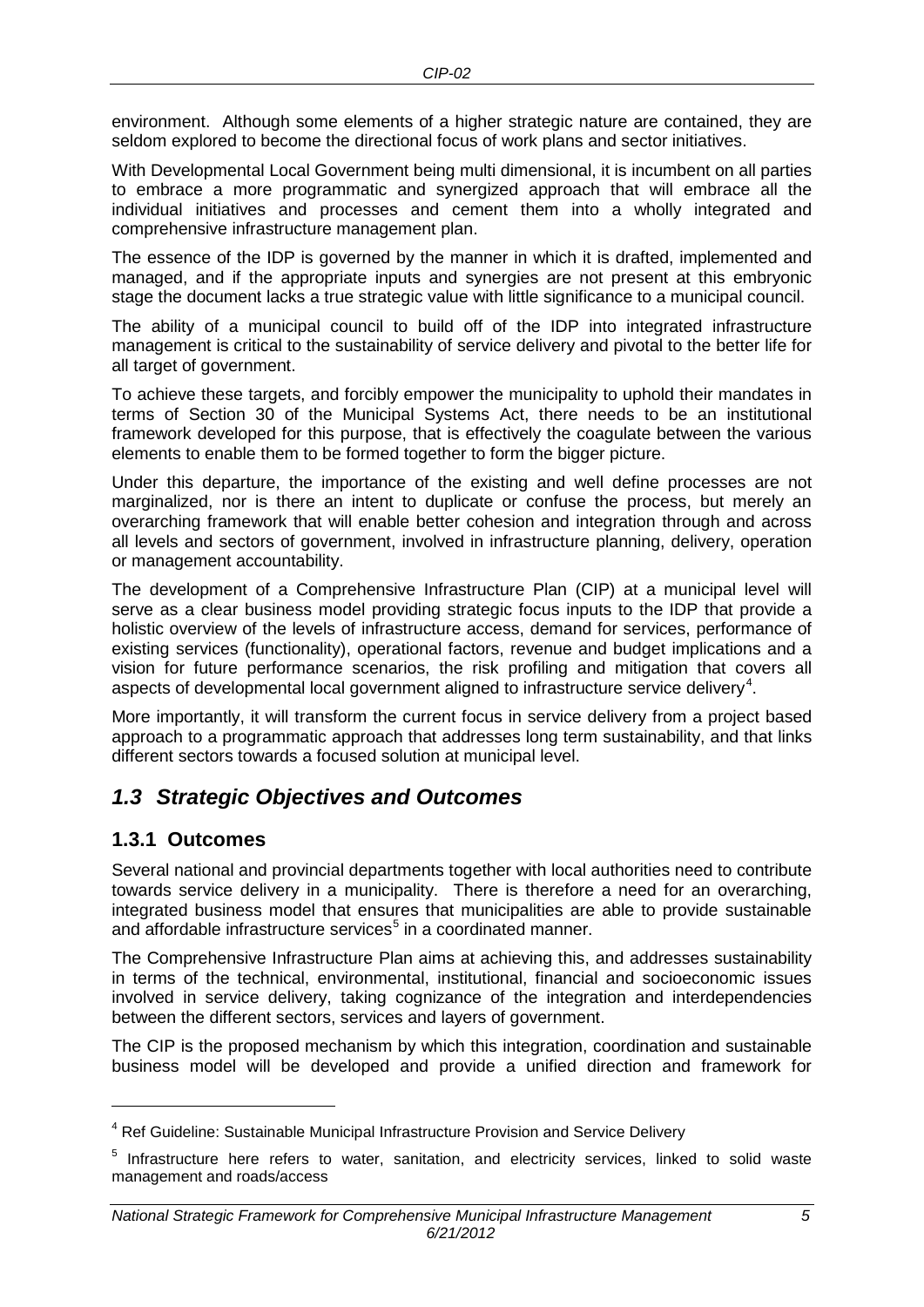environment. Although some elements of a higher strategic nature are contained, they are seldom explored to become the directional focus of work plans and sector initiatives.

With Developmental Local Government being multi dimensional, it is incumbent on all parties to embrace a more programmatic and synergized approach that will embrace all the individual initiatives and processes and cement them into a wholly integrated and comprehensive infrastructure management plan.

The essence of the IDP is governed by the manner in which it is drafted, implemented and managed, and if the appropriate inputs and synergies are not present at this embryonic stage the document lacks a true strategic value with little significance to a municipal council.

The ability of a municipal council to build off of the IDP into integrated infrastructure management is critical to the sustainability of service delivery and pivotal to the better life for all target of government.

To achieve these targets, and forcibly empower the municipality to uphold their mandates in terms of Section 30 of the Municipal Systems Act, there needs to be an institutional framework developed for this purpose, that is effectively the coagulate between the various elements to enable them to be formed together to form the bigger picture.

Under this departure, the importance of the existing and well define processes are not marginalized, nor is there an intent to duplicate or confuse the process, but merely an overarching framework that will enable better cohesion and integration through and across all levels and sectors of government, involved in infrastructure planning, delivery, operation or management accountability.

The development of a Comprehensive Infrastructure Plan (CIP) at a municipal level will serve as a clear business model providing strategic focus inputs to the IDP that provide a holistic overview of the levels of infrastructure access, demand for services, performance of existing services (functionality), operational factors, revenue and budget implications and a vision for future performance scenarios, the risk profiling and mitigation that covers all aspects of developmental local government aligned to infrastructure service delivery[4].

More importantly, it will transform the current focus in service delivery from a project based approach to a programmatic approach that addresses long term sustainability, and that links different sectors towards a focused solution at municipal level.

## *1.3 Strategic Objectives and Outcomes*

### 1.3.1 Outcomes

Several national and provincial departments together with local authorities need to contribute towards service delivery in a municipality. There is therefore a need for an overarching, integrated business model that ensures that municipalities are able to provide sustainable and affordable infrastructure services[5] in a coordinated manner.

The Comprehensive Infrastructure Plan aims at achieving this, and addresses sustainability in terms of the technical, environmental, institutional, financial and socioeconomic issues involved in service delivery, taking cognizance of the integration and interdependencies between the different sectors, services and layers of government.

The CIP is the proposed mechanism by which this integration, coordination and sustainable business model will be developed and provide a unified direction and framework for

---

[4] Ref Guideline: Sustainable Municipal Infrastructure Provision and Service Delivery

[5] Infrastructure here refers to water, sanitation, and electricity services, linked to solid waste management and roads/access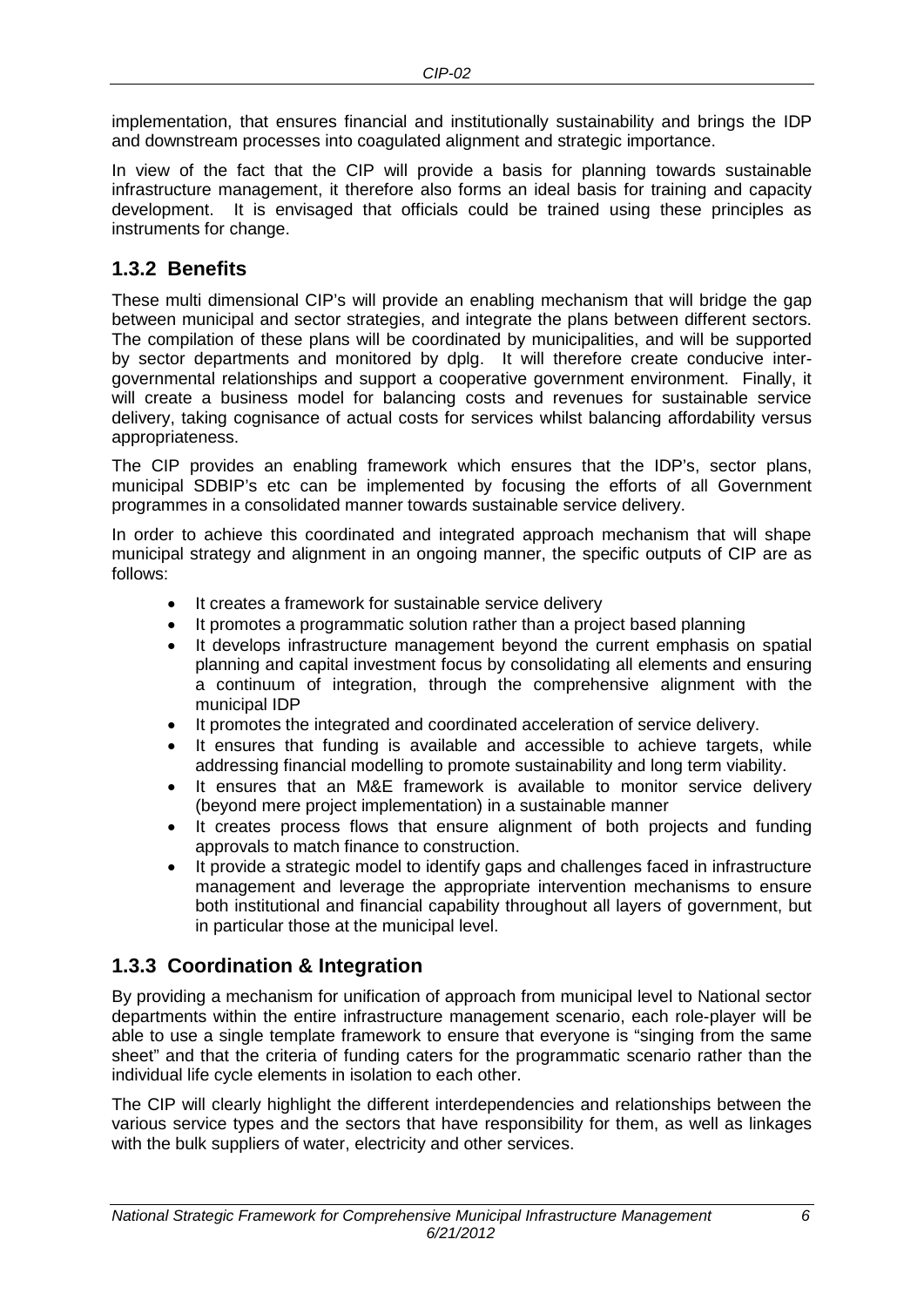implementation, that ensures financial and institutionally sustainability and brings the IDP and downstream processes into coagulated alignment and strategic importance.

In view of the fact that the CIP will provide a basis for planning towards sustainable infrastructure management, it therefore also forms an ideal basis for training and capacity development. It is envisaged that officials could be trained using these principles as instruments for change.

### 1.3.2 Benefits

These multi dimensional CIP's will provide an enabling mechanism that will bridge the gap between municipal and sector strategies, and integrate the plans between different sectors. The compilation of these plans will be coordinated by municipalities, and will be supported by sector departments and monitored by dplg. It will therefore create conducive inter-governmental relationships and support a cooperative government environment. Finally, it will create a business model for balancing costs and revenues for sustainable service delivery, taking cognisance of actual costs for services whilst balancing affordability versus appropriateness.

The CIP provides an enabling framework which ensures that the IDP's, sector plans, municipal SDBIP's etc can be implemented by focusing the efforts of all Government programmes in a consolidated manner towards sustainable service delivery.

In order to achieve this coordinated and integrated approach mechanism that will shape municipal strategy and alignment in an ongoing manner, the specific outputs of CIP are as follows:

- It creates a framework for sustainable service delivery
- It promotes a programmatic solution rather than a project based planning
- It develops infrastructure management beyond the current emphasis on spatial planning and capital investment focus by consolidating all elements and ensuring a continuum of integration, through the comprehensive alignment with the municipal IDP
- It promotes the integrated and coordinated acceleration of service delivery.
- It ensures that funding is available and accessible to achieve targets, while addressing financial modelling to promote sustainability and long term viability.
- It ensures that an M&E framework is available to monitor service delivery (beyond mere project implementation) in a sustainable manner
- It creates process flows that ensure alignment of both projects and funding approvals to match finance to construction.
- It provide a strategic model to identify gaps and challenges faced in infrastructure management and leverage the appropriate intervention mechanisms to ensure both institutional and financial capability throughout all layers of government, but in particular those at the municipal level.

### 1.3.3 Coordination & Integration

By providing a mechanism for unification of approach from municipal level to National sector departments within the entire infrastructure management scenario, each role-player will be able to use a single template framework to ensure that everyone is "singing from the same sheet" and that the criteria of funding caters for the programmatic scenario rather than the individual life cycle elements in isolation to each other.

The CIP will clearly highlight the different interdependencies and relationships between the various service types and the sectors that have responsibility for them, as well as linkages with the bulk suppliers of water, electricity and other services.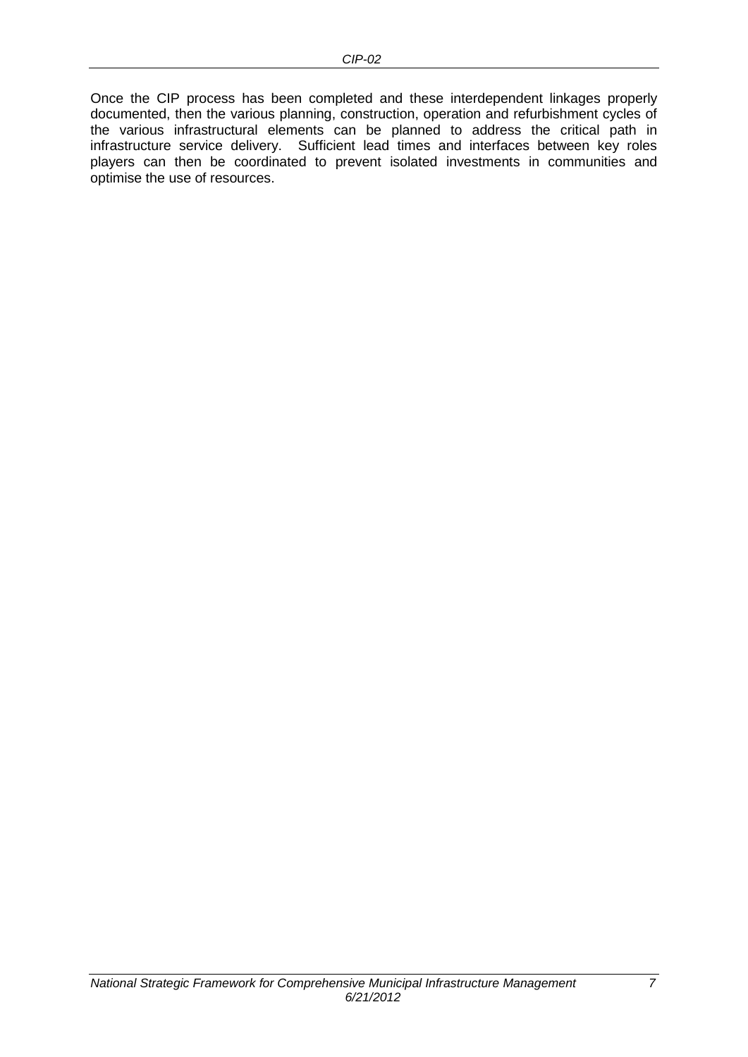Once the CIP process has been completed and these interdependent linkages properly documented, then the various planning, construction, operation and refurbishment cycles of the various infrastructural elements can be planned to address the critical path in infrastructure service delivery. Sufficient lead times and interfaces between key roles players can then be coordinated to prevent isolated investments in communities and optimise the use of resources.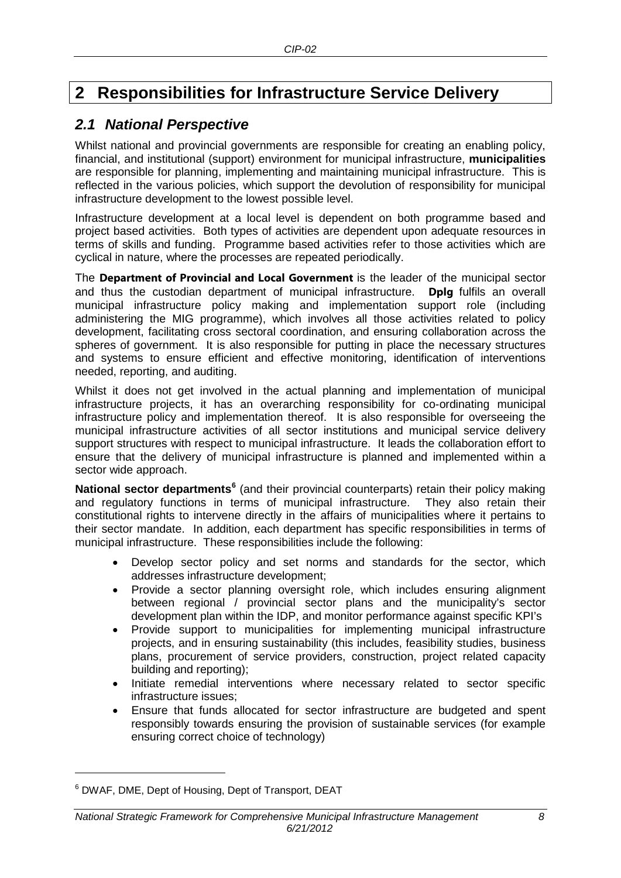# 2 Responsibilities for Infrastructure Service Delivery

## *2.1 National Perspective*

Whilst national and provincial governments are responsible for creating an enabling policy, financial, and institutional (support) environment for municipal infrastructure, **municipalities** are responsible for planning, implementing and maintaining municipal infrastructure. This is reflected in the various policies, which support the devolution of responsibility for municipal infrastructure development to the lowest possible level.

Infrastructure development at a local level is dependent on both programme based and project based activities. Both types of activities are dependent upon adequate resources in terms of skills and funding. Programme based activities refer to those activities which are cyclical in nature, where the processes are repeated periodically.

The **Department of Provincial and Local Government** is the leader of the municipal sector and thus the custodian department of municipal infrastructure. **Dplg** fulfils an overall municipal infrastructure policy making and implementation support role (including administering the MIG programme), which involves all those activities related to policy development, facilitating cross sectoral coordination, and ensuring collaboration across the spheres of government. It is also responsible for putting in place the necessary structures and systems to ensure efficient and effective monitoring, identification of interventions needed, reporting, and auditing.

Whilst it does not get involved in the actual planning and implementation of municipal infrastructure projects, it has an overarching responsibility for co-ordinating municipal infrastructure policy and implementation thereof. It is also responsible for overseeing the municipal infrastructure activities of all sector institutions and municipal service delivery support structures with respect to municipal infrastructure. It leads the collaboration effort to ensure that the delivery of municipal infrastructure is planned and implemented within a sector wide approach.

**National sector departments**[6] (and their provincial counterparts) retain their policy making and regulatory functions in terms of municipal infrastructure. They also retain their constitutional rights to intervene directly in the affairs of municipalities where it pertains to their sector mandate. In addition, each department has specific responsibilities in terms of municipal infrastructure. These responsibilities include the following:

- Develop sector policy and set norms and standards for the sector, which addresses infrastructure development;
- Provide a sector planning oversight role, which includes ensuring alignment between regional / provincial sector plans and the municipality's sector development plan within the IDP, and monitor performance against specific KPI's
- Provide support to municipalities for implementing municipal infrastructure projects, and in ensuring sustainability (this includes, feasibility studies, business plans, procurement of service providers, construction, project related capacity building and reporting);
- Initiate remedial interventions where necessary related to sector specific infrastructure issues;
- Ensure that funds allocated for sector infrastructure are budgeted and spent responsibly towards ensuring the provision of sustainable services (for example ensuring correct choice of technology)

[6] DWAF, DME, Dept of Housing, Dept of Transport, DEAT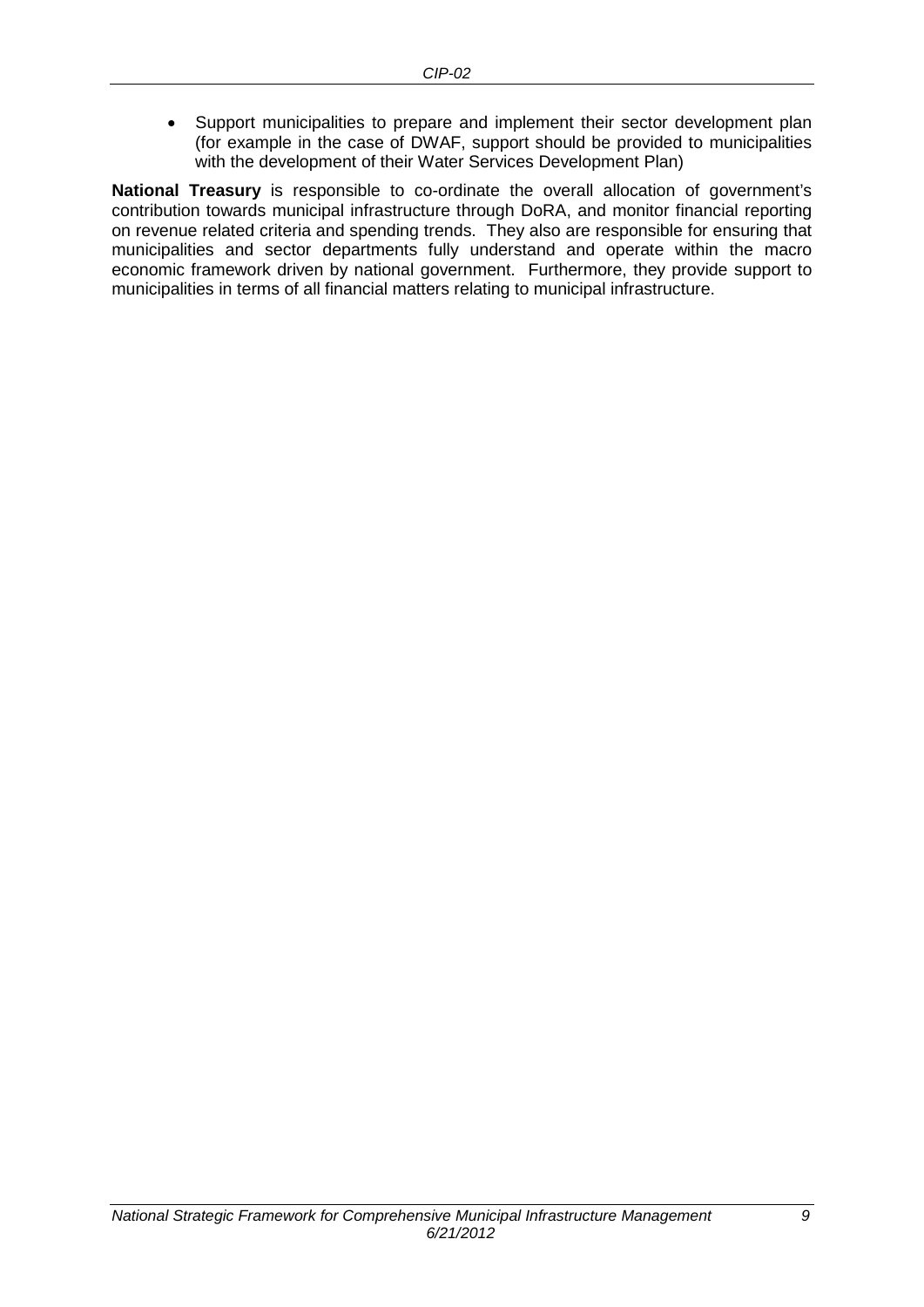- Support municipalities to prepare and implement their sector development plan (for example in the case of DWAF, support should be provided to municipalities with the development of their Water Services Development Plan)

**National Treasury** is responsible to co-ordinate the overall allocation of government's contribution towards municipal infrastructure through DoRA, and monitor financial reporting on revenue related criteria and spending trends. They also are responsible for ensuring that municipalities and sector departments fully understand and operate within the macro economic framework driven by national government. Furthermore, they provide support to municipalities in terms of all financial matters relating to municipal infrastructure.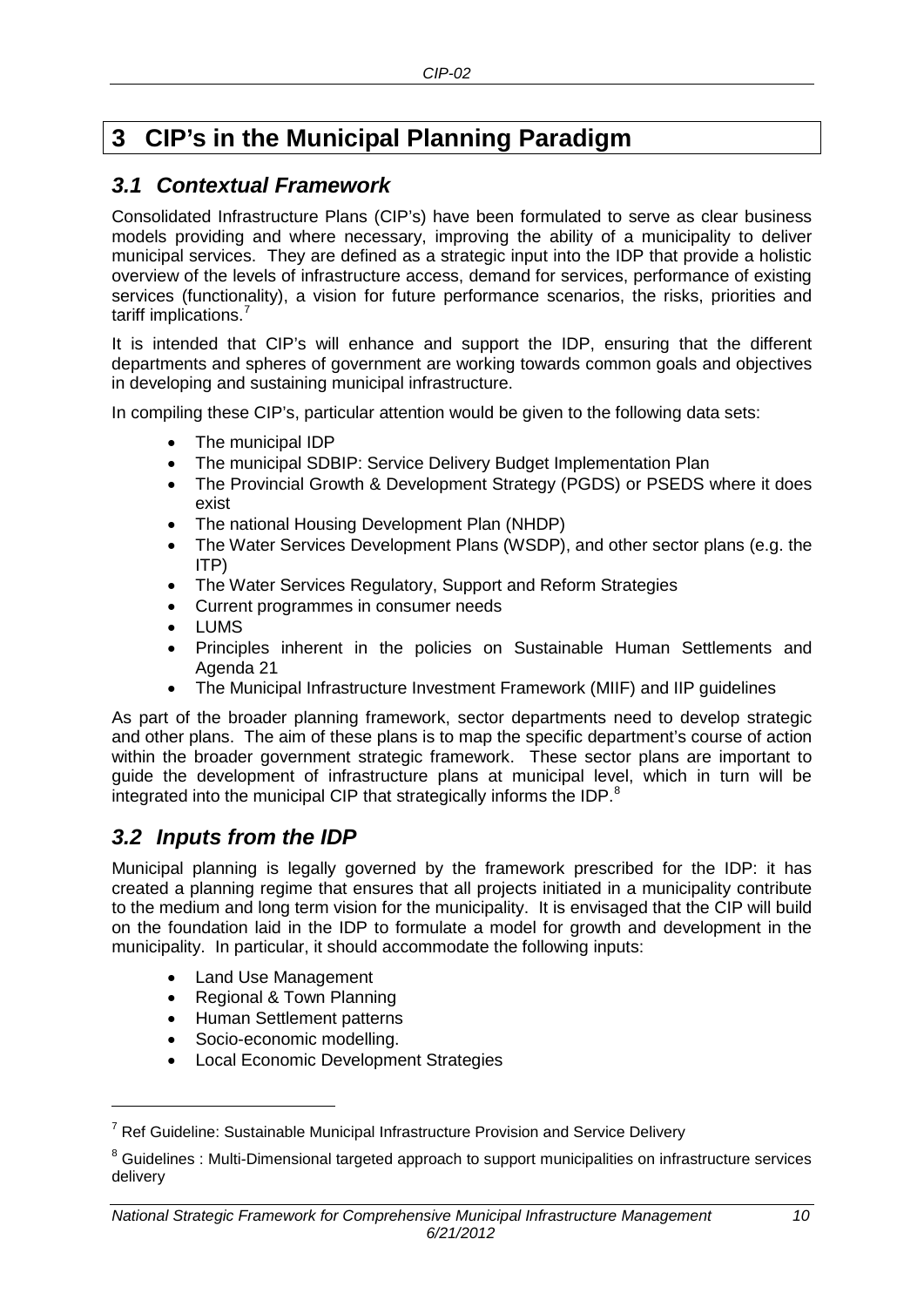# 3 CIP's in the Municipal Planning Paradigm

## 3.1 Contextual Framework

Consolidated Infrastructure Plans (CIP's) have been formulated to serve as clear business models providing and where necessary, improving the ability of a municipality to deliver municipal services. They are defined as a strategic input into the IDP that provide a holistic overview of the levels of infrastructure access, demand for services, performance of existing services (functionality), a vision for future performance scenarios, the risks, priorities and tariff implications.[7]

It is intended that CIP's will enhance and support the IDP, ensuring that the different departments and spheres of government are working towards common goals and objectives in developing and sustaining municipal infrastructure.

In compiling these CIP's, particular attention would be given to the following data sets:

- The municipal IDP
- The municipal SDBIP: Service Delivery Budget Implementation Plan
- The Provincial Growth & Development Strategy (PGDS) or PSEDS where it does exist
- The national Housing Development Plan (NHDP)
- The Water Services Development Plans (WSDP), and other sector plans (e.g. the ITP)
- The Water Services Regulatory, Support and Reform Strategies
- Current programmes in consumer needs
- LUMS
- Principles inherent in the policies on Sustainable Human Settlements and Agenda 21
- The Municipal Infrastructure Investment Framework (MIIF) and IIP guidelines

As part of the broader planning framework, sector departments need to develop strategic and other plans. The aim of these plans is to map the specific department's course of action within the broader government strategic framework. These sector plans are important to guide the development of infrastructure plans at municipal level, which in turn will be integrated into the municipal CIP that strategically informs the IDP.[8]

## 3.2 Inputs from the IDP

Municipal planning is legally governed by the framework prescribed for the IDP: it has created a planning regime that ensures that all projects initiated in a municipality contribute to the medium and long term vision for the municipality. It is envisaged that the CIP will build on the foundation laid in the IDP to formulate a model for growth and development in the municipality. In particular, it should accommodate the following inputs:

- Land Use Management
- Regional & Town Planning
- Human Settlement patterns
- Socio-economic modelling.
- Local Economic Development Strategies

[7] Ref Guideline: Sustainable Municipal Infrastructure Provision and Service Delivery

[8] Guidelines : Multi-Dimensional targeted approach to support municipalities on infrastructure services delivery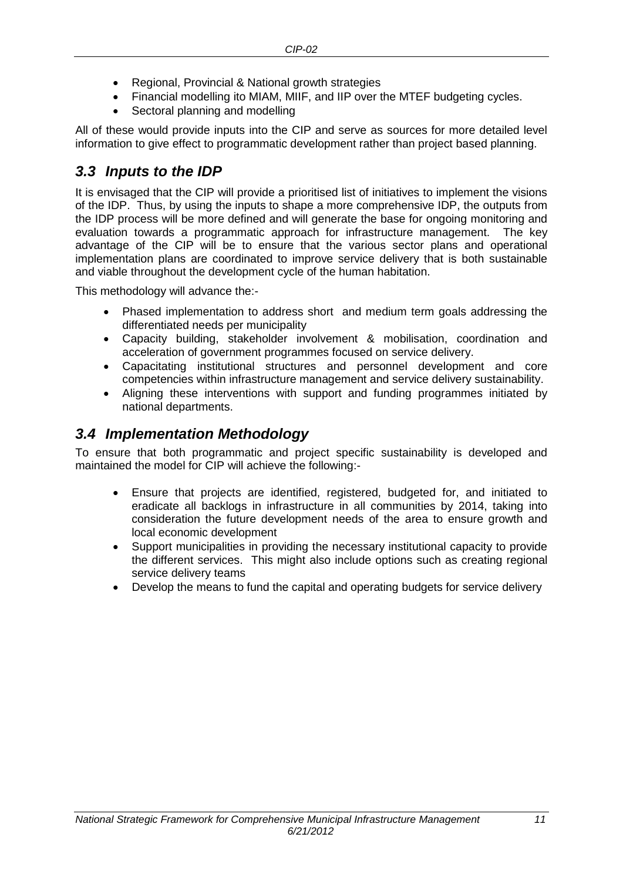- Regional, Provincial & National growth strategies
- Financial modelling ito MIAM, MIIF, and IIP over the MTEF budgeting cycles.
- Sectoral planning and modelling

All of these would provide inputs into the CIP and serve as sources for more detailed level information to give effect to programmatic development rather than project based planning.

## *3.3 Inputs to the IDP*

It is envisaged that the CIP will provide a prioritised list of initiatives to implement the visions of the IDP. Thus, by using the inputs to shape a more comprehensive IDP, the outputs from the IDP process will be more defined and will generate the base for ongoing monitoring and evaluation towards a programmatic approach for infrastructure management. The key advantage of the CIP will be to ensure that the various sector plans and operational implementation plans are coordinated to improve service delivery that is both sustainable and viable throughout the development cycle of the human habitation.

This methodology will advance the:-

- Phased implementation to address short and medium term goals addressing the differentiated needs per municipality
- Capacity building, stakeholder involvement & mobilisation, coordination and acceleration of government programmes focused on service delivery.
- Capacitating institutional structures and personnel development and core competencies within infrastructure management and service delivery sustainability.
- Aligning these interventions with support and funding programmes initiated by national departments.

## *3.4 Implementation Methodology*

To ensure that both programmatic and project specific sustainability is developed and maintained the model for CIP will achieve the following:-

- Ensure that projects are identified, registered, budgeted for, and initiated to eradicate all backlogs in infrastructure in all communities by 2014, taking into consideration the future development needs of the area to ensure growth and local economic development
- Support municipalities in providing the necessary institutional capacity to provide the different services. This might also include options such as creating regional service delivery teams
- Develop the means to fund the capital and operating budgets for service delivery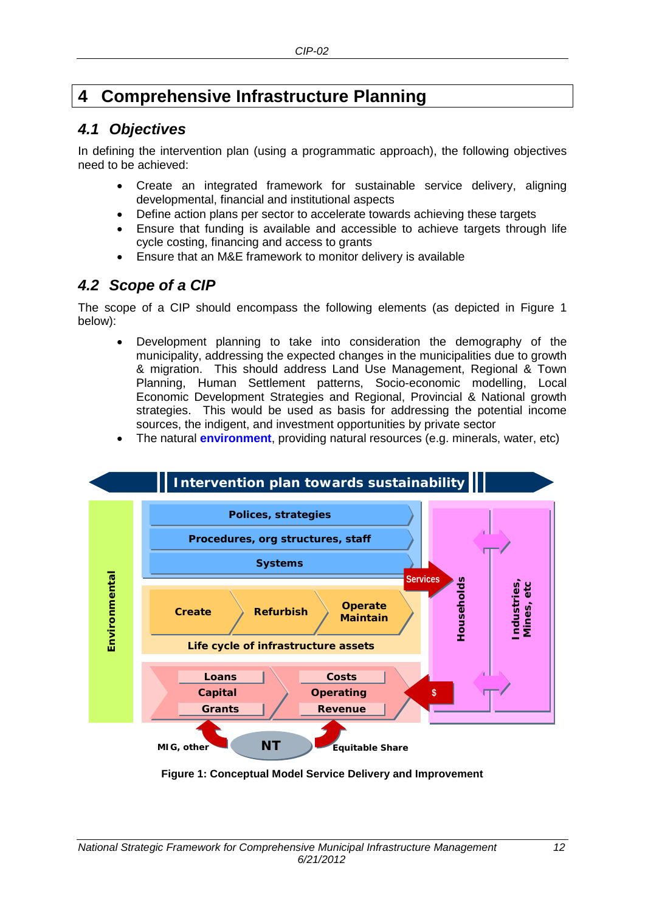# 4 Comprehensive Infrastructure Planning

## 4.1 Objectives

In defining the intervention plan (using a programmatic approach), the following objectives need to be achieved:

- Create an integrated framework for sustainable service delivery, aligning developmental, financial and institutional aspects
- Define action plans per sector to accelerate towards achieving these targets
- Ensure that funding is available and accessible to achieve targets through life cycle costing, financing and access to grants
- Ensure that an M&E framework to monitor delivery is available

## 4.2 Scope of a CIP

The scope of a CIP should encompass the following elements (as depicted in Figure 1 below):

- Development planning to take into consideration the demography of the municipality, addressing the expected changes in the municipalities due to growth & migration. This should address Land Use Management, Regional & Town Planning, Human Settlement patterns, Socio-economic modelling, Local Economic Development Strategies and Regional, Provincial & National growth strategies. This would be used as basis for addressing the potential income sources, the indigent, and investment opportunities by private sector
- The natural **environment**, providing natural resources (e.g. minerals, water, etc)

**Figure 1: Conceptual Model Service Delivery and Improvement**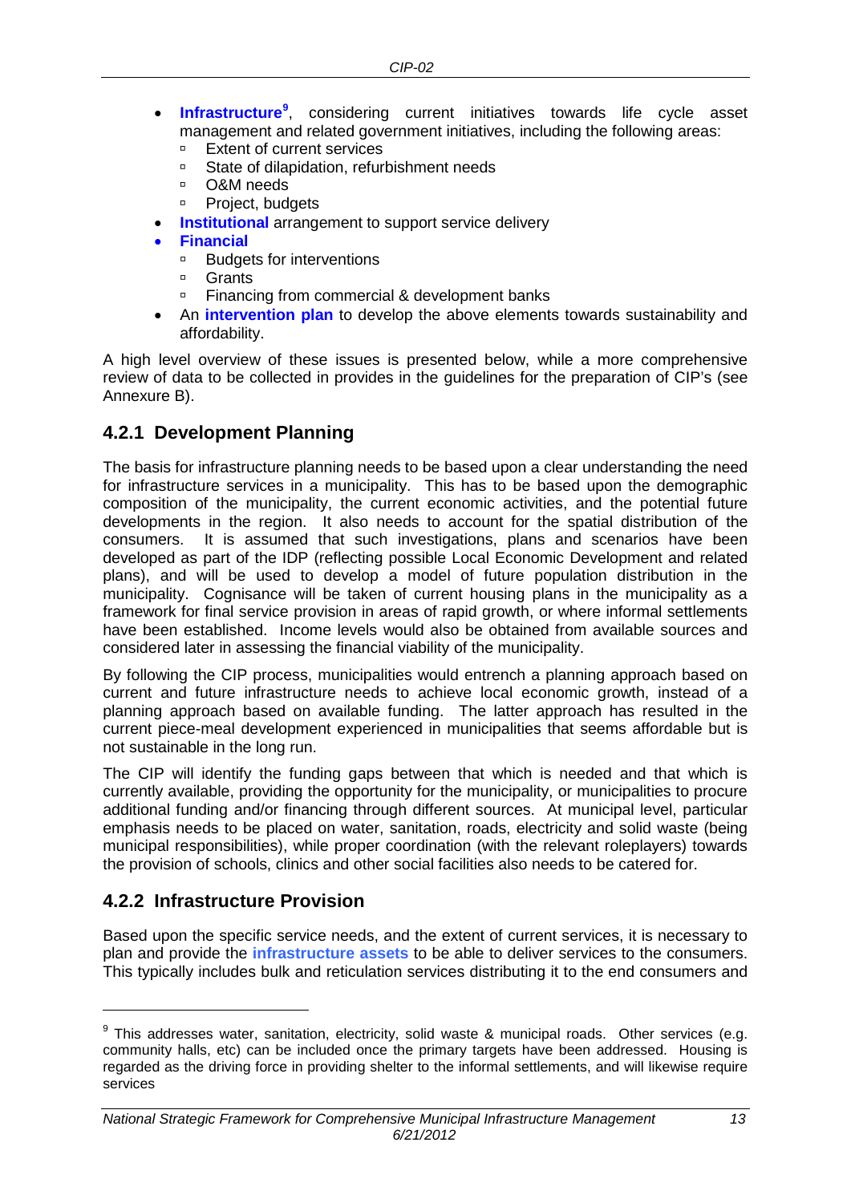- **Infrastructure**[9], considering current initiatives towards life cycle asset management and related government initiatives, including the following areas:
  - Extent of current services
  - State of dilapidation, refurbishment needs
  - O&M needs
  - Project, budgets
- **Institutional** arrangement to support service delivery
- **Financial**
  - Budgets for interventions
  - Grants
  - Financing from commercial & development banks
- An **intervention plan** to develop the above elements towards sustainability and affordability.

A high level overview of these issues is presented below, while a more comprehensive review of data to be collected in provides in the guidelines for the preparation of CIP's (see Annexure B).

### 4.2.1 Development Planning

The basis for infrastructure planning needs to be based upon a clear understanding the need for infrastructure services in a municipality. This has to be based upon the demographic composition of the municipality, the current economic activities, and the potential future developments in the region. It also needs to account for the spatial distribution of the consumers. It is assumed that such investigations, plans and scenarios have been developed as part of the IDP (reflecting possible Local Economic Development and related plans), and will be used to develop a model of future population distribution in the municipality. Cognisance will be taken of current housing plans in the municipality as a framework for final service provision in areas of rapid growth, or where informal settlements have been established. Income levels would also be obtained from available sources and considered later in assessing the financial viability of the municipality.

By following the CIP process, municipalities would entrench a planning approach based on current and future infrastructure needs to achieve local economic growth, instead of a planning approach based on available funding. The latter approach has resulted in the current piece-meal development experienced in municipalities that seems affordable but is not sustainable in the long run.

The CIP will identify the funding gaps between that which is needed and that which is currently available, providing the opportunity for the municipality, or municipalities to procure additional funding and/or financing through different sources. At municipal level, particular emphasis needs to be placed on water, sanitation, roads, electricity and solid waste (being municipal responsibilities), while proper coordination (with the relevant roleplayers) towards the provision of schools, clinics and other social facilities also needs to be catered for.

### 4.2.2 Infrastructure Provision

Based upon the specific service needs, and the extent of current services, it is necessary to plan and provide the **infrastructure assets** to be able to deliver services to the consumers. This typically includes bulk and reticulation services distributing it to the end consumers and

[9] This addresses water, sanitation, electricity, solid waste & municipal roads. Other services (e.g. community halls, etc) can be included once the primary targets have been addressed. Housing is regarded as the driving force in providing shelter to the informal settlements, and will likewise require services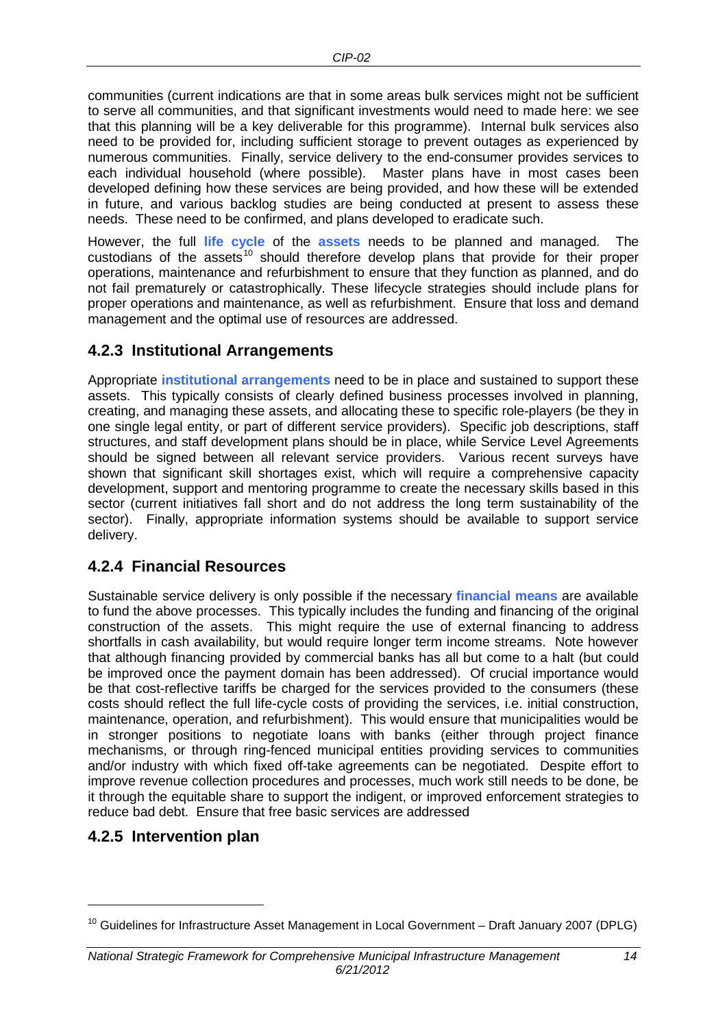communities (current indications are that in some areas bulk services might not be sufficient to serve all communities, and that significant investments would need to made here: we see that this planning will be a key deliverable for this programme). Internal bulk services also need to be provided for, including sufficient storage to prevent outages as experienced by numerous communities. Finally, service delivery to the end-consumer provides services to each individual household (where possible). Master plans have in most cases been developed defining how these services are being provided, and how these will be extended in future, and various backlog studies are being conducted at present to assess these needs. These need to be confirmed, and plans developed to eradicate such.

However, the full **life cycle** of the **assets** needs to be planned and managed. The custodians of the assets[10] should therefore develop plans that provide for their proper operations, maintenance and refurbishment to ensure that they function as planned, and do not fail prematurely or catastrophically. These lifecycle strategies should include plans for proper operations and maintenance, as well as refurbishment. Ensure that loss and demand management and the optimal use of resources are addressed.

### 4.2.3 Institutional Arrangements

Appropriate **institutional arrangements** need to be in place and sustained to support these assets. This typically consists of clearly defined business processes involved in planning, creating, and managing these assets, and allocating these to specific role-players (be they in one single legal entity, or part of different service providers). Specific job descriptions, staff structures, and staff development plans should be in place, while Service Level Agreements should be signed between all relevant service providers. Various recent surveys have shown that significant skill shortages exist, which will require a comprehensive capacity development, support and mentoring programme to create the necessary skills based in this sector (current initiatives fall short and do not address the long term sustainability of the sector). Finally, appropriate information systems should be available to support service delivery.

### 4.2.4 Financial Resources

Sustainable service delivery is only possible if the necessary **financial means** are available to fund the above processes. This typically includes the funding and financing of the original construction of the assets. This might require the use of external financing to address shortfalls in cash availability, but would require longer term income streams. Note however that although financing provided by commercial banks has all but come to a halt (but could be improved once the payment domain has been addressed). Of crucial importance would be that cost-reflective tariffs be charged for the services provided to the consumers (these costs should reflect the full life-cycle costs of providing the services, i.e. initial construction, maintenance, operation, and refurbishment). This would ensure that municipalities would be in stronger positions to negotiate loans with banks (either through project finance mechanisms, or through ring-fenced municipal entities providing services to communities and/or industry with which fixed off-take agreements can be negotiated. Despite effort to improve revenue collection procedures and processes, much work still needs to be done, be it through the equitable share to support the indigent, or improved enforcement strategies to reduce bad debt. Ensure that free basic services are addressed

### 4.2.5 Intervention plan

[10] Guidelines for Infrastructure Asset Management in Local Government – Draft January 2007 (DPLG)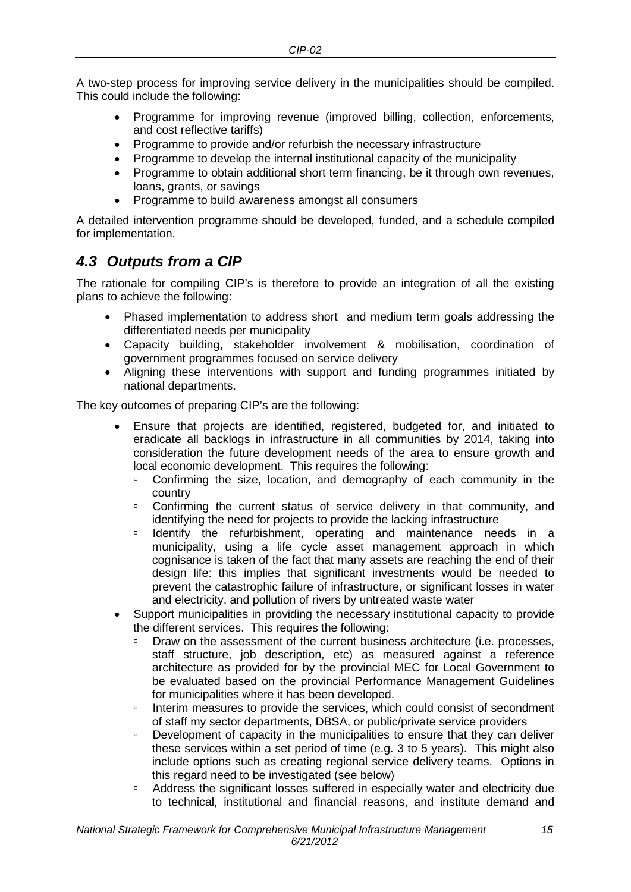A two-step process for improving service delivery in the municipalities should be compiled. This could include the following:

- Programme for improving revenue (improved billing, collection, enforcements, and cost reflective tariffs)
- Programme to provide and/or refurbish the necessary infrastructure
- Programme to develop the internal institutional capacity of the municipality
- Programme to obtain additional short term financing, be it through own revenues, loans, grants, or savings
- Programme to build awareness amongst all consumers

A detailed intervention programme should be developed, funded, and a schedule compiled for implementation.

## *4.3 Outputs from a CIP*

The rationale for compiling CIP's is therefore to provide an integration of all the existing plans to achieve the following:

- Phased implementation to address short and medium term goals addressing the differentiated needs per municipality
- Capacity building, stakeholder involvement & mobilisation, coordination of government programmes focused on service delivery
- Aligning these interventions with support and funding programmes initiated by national departments.

The key outcomes of preparing CIP's are the following:

- Ensure that projects are identified, registered, budgeted for, and initiated to eradicate all backlogs in infrastructure in all communities by 2014, taking into consideration the future development needs of the area to ensure growth and local economic development. This requires the following:
    - Confirming the size, location, and demography of each community in the country
    - Confirming the current status of service delivery in that community, and identifying the need for projects to provide the lacking infrastructure
    - Identify the refurbishment, operating and maintenance needs in a municipality, using a life cycle asset management approach in which cognisance is taken of the fact that many assets are reaching the end of their design life: this implies that significant investments would be needed to prevent the catastrophic failure of infrastructure, or significant losses in water and electricity, and pollution of rivers by untreated waste water
- Support municipalities in providing the necessary institutional capacity to provide the different services. This requires the following:
    - Draw on the assessment of the current business architecture (i.e. processes, staff structure, job description, etc) as measured against a reference architecture as provided for by the provincial MEC for Local Government to be evaluated based on the provincial Performance Management Guidelines for municipalities where it has been developed.
    - Interim measures to provide the services, which could consist of secondment of staff my sector departments, DBSA, or public/private service providers
    - Development of capacity in the municipalities to ensure that they can deliver these services within a set period of time (e.g. 3 to 5 years). This might also include options such as creating regional service delivery teams. Options in this regard need to be investigated (see below)
    - Address the significant losses suffered in especially water and electricity due to technical, institutional and financial reasons, and institute demand and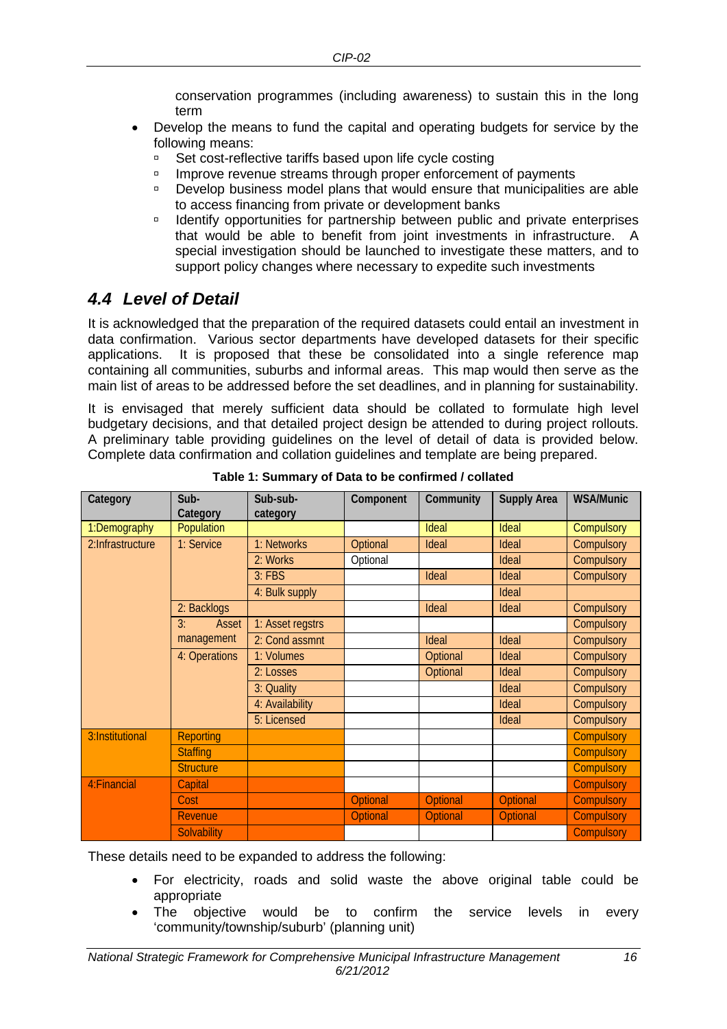conservation programmes (including awareness) to sustain this in the long term

- Develop the means to fund the capital and operating budgets for service by the following means:
  - Set cost-reflective tariffs based upon life cycle costing
  - Improve revenue streams through proper enforcement of payments
  - Develop business model plans that would ensure that municipalities are able to access financing from private or development banks
  - Identify opportunities for partnership between public and private enterprises that would be able to benefit from joint investments in infrastructure. A special investigation should be launched to investigate these matters, and to support policy changes where necessary to expedite such investments

## *4.4 Level of Detail*

It is acknowledged that the preparation of the required datasets could entail an investment in data confirmation. Various sector departments have developed datasets for their specific applications. It is proposed that these be consolidated into a single reference map containing all communities, suburbs and informal areas. This map would then serve as the main list of areas to be addressed before the set deadlines, and in planning for sustainability.

It is envisaged that merely sufficient data should be collated to formulate high level budgetary decisions, and that detailed project design be attended to during project rollouts. A preliminary table providing guidelines on the level of detail of data is provided below. Complete data confirmation and collation guidelines and template are being prepared.

**Table 1: Summary of Data to be confirmed / collated**

| Category | Sub-Category | Sub-sub-category | Component | Community | Supply Area | WSA/Munic |
|---|---|---|---|---|---|---|
| 1:Demography | Population | | | Ideal | Ideal | Compulsory |
| 2:Infrastructure | 1: Service | 1: Networks | Optional | Ideal | Ideal | Compulsory |
| | | 2: Works | Optional | | Ideal | Compulsory |
| | | 3: FBS | | Ideal | Ideal | Compulsory |
| | | 4: Bulk supply | | | Ideal | |
| | 2: Backlogs | | | Ideal | Ideal | Compulsory |
| | 3: Asset management | 1: Asset regstrs | | | | Compulsory |
| | | 2: Cond assmnt | | Ideal | Ideal | Compulsory |
| | 4: Operations | 1: Volumes | | Optional | Ideal | Compulsory |
| | | 2: Losses | | Optional | Ideal | Compulsory |
| | | 3: Quality | | | Ideal | Compulsory |
| | | 4: Availability | | | Ideal | Compulsory |
| | | 5: Licensed | | | Ideal | Compulsory |
| 3:Institutional | Reporting | | | | | Compulsory |
| | Staffing | | | | | Compulsory |
| | Structure | | | | | Compulsory |
| 4:Financial | Capital | | | | | Compulsory |
| | Cost | | Optional | Optional | Optional | Compulsory |
| | Revenue | | Optional | Optional | Optional | Compulsory |
| | Solvability | | | | | Compulsory |

These details need to be expanded to address the following:

- For electricity, roads and solid waste the above original table could be appropriate
- The objective would be to confirm the service levels in every 'community/township/suburb' (planning unit)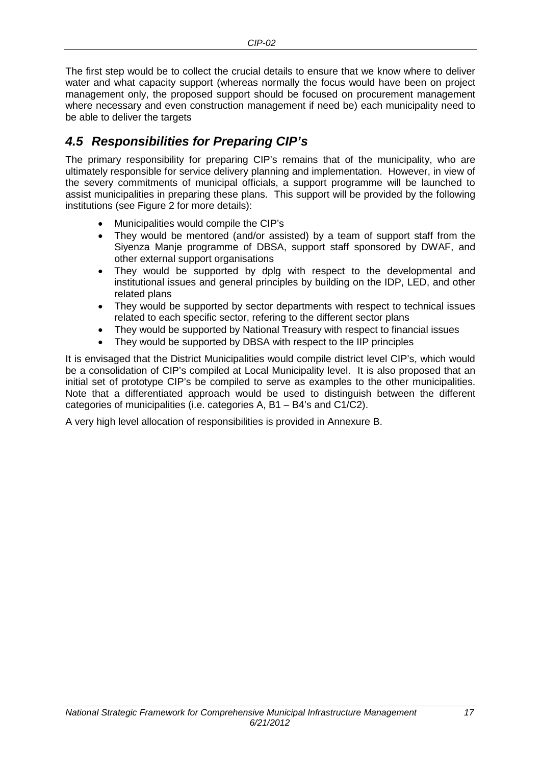The first step would be to collect the crucial details to ensure that we know where to deliver water and what capacity support (whereas normally the focus would have been on project management only, the proposed support should be focused on procurement management where necessary and even construction management if need be) each municipality need to be able to deliver the targets

## *4.5 Responsibilities for Preparing CIP's*

The primary responsibility for preparing CIP's remains that of the municipality, who are ultimately responsible for service delivery planning and implementation. However, in view of the severy commitments of municipal officials, a support programme will be launched to assist municipalities in preparing these plans. This support will be provided by the following institutions (see Figure 2 for more details):

- Municipalities would compile the CIP's
- They would be mentored (and/or assisted) by a team of support staff from the Siyenza Manje programme of DBSA, support staff sponsored by DWAF, and other external support organisations
- They would be supported by dplg with respect to the developmental and institutional issues and general principles by building on the IDP, LED, and other related plans
- They would be supported by sector departments with respect to technical issues related to each specific sector, refering to the different sector plans
- They would be supported by National Treasury with respect to financial issues
- They would be supported by DBSA with respect to the IIP principles

It is envisaged that the District Municipalities would compile district level CIP's, which would be a consolidation of CIP's compiled at Local Municipality level. It is also proposed that an initial set of prototype CIP's be compiled to serve as examples to the other municipalities. Note that a differentiated approach would be used to distinguish between the different categories of municipalities (i.e. categories A, B1 – B4's and C1/C2).

A very high level allocation of responsibilities is provided in Annexure B.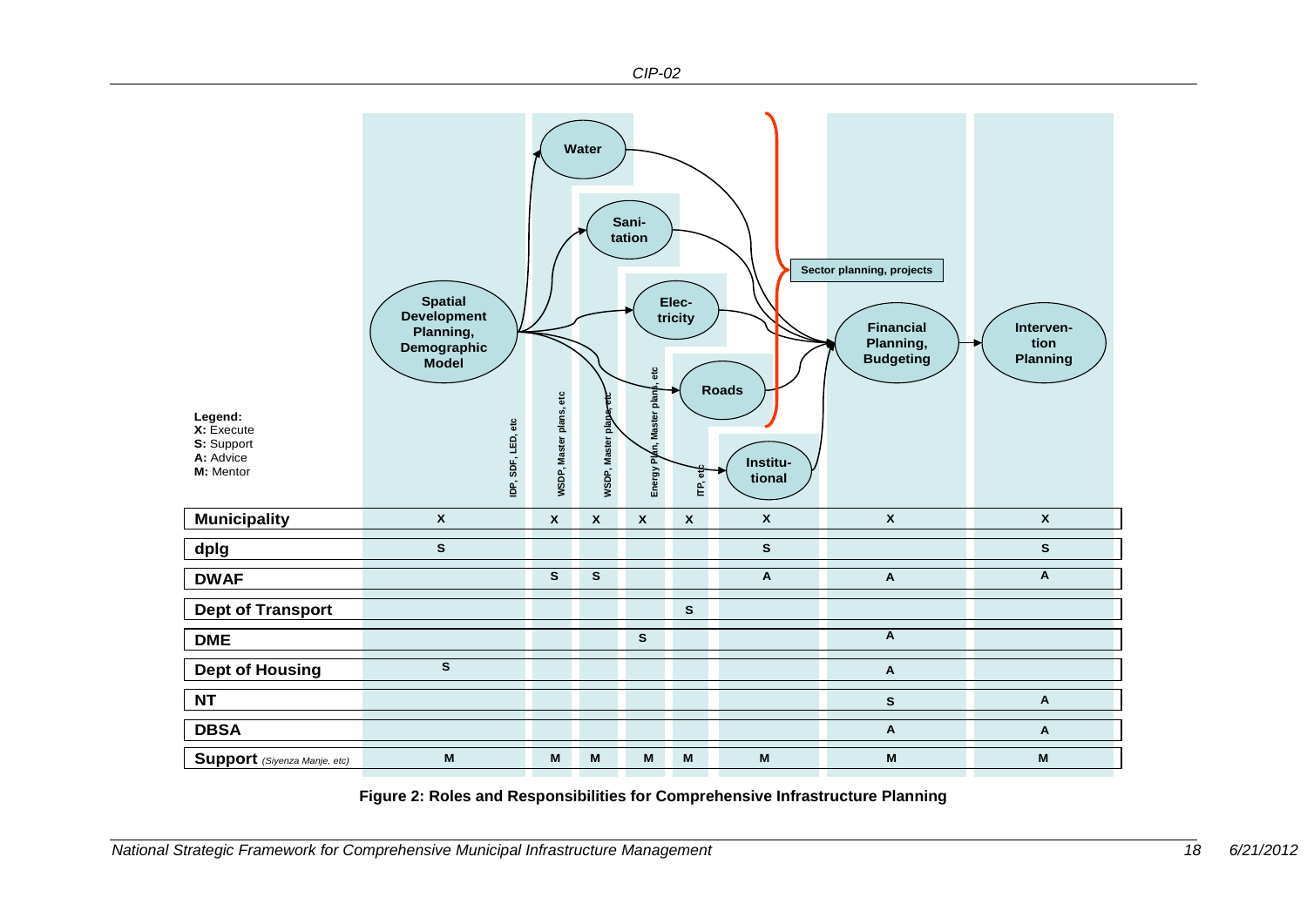Legend:
**X:** Execute
**S:** Support
**A:** Advice
**M:** Mentor

Sector planning, projects

| | Spatial Development Planning, Demographic Model (IDP, SDF, LED, etc) | Water (WSDP, Master plans, etc) | Sanitation (WSDP, Master plans, etc) | Electricity (Energy Plan, Master plans, etc) | Roads (ITP, etc) | Institutional | Financial Planning, Budgeting | Intervention Planning |
|---|---|---|---|---|---|---|---|---|
| **Municipality** | X | X | X | X | X | X | X | X |
| **dplg** | S | | | | | S | | S |
| **DWAF** | | S | S | | | A | A | A |
| **Dept of Transport** | | | | | S | | | |
| **DME** | | | | S | | | A | |
| **Dept of Housing** | S | | | | | | A | |
| **NT** | | | | | | | S | A |
| **DBSA** | | | | | | | A | A |
| **Support** *(Siyenza Manje, etc)* | M | M | M | M | M | M | M | M |

**Figure 2: Roles and Responsibilities for Comprehensive Infrastructure Planning**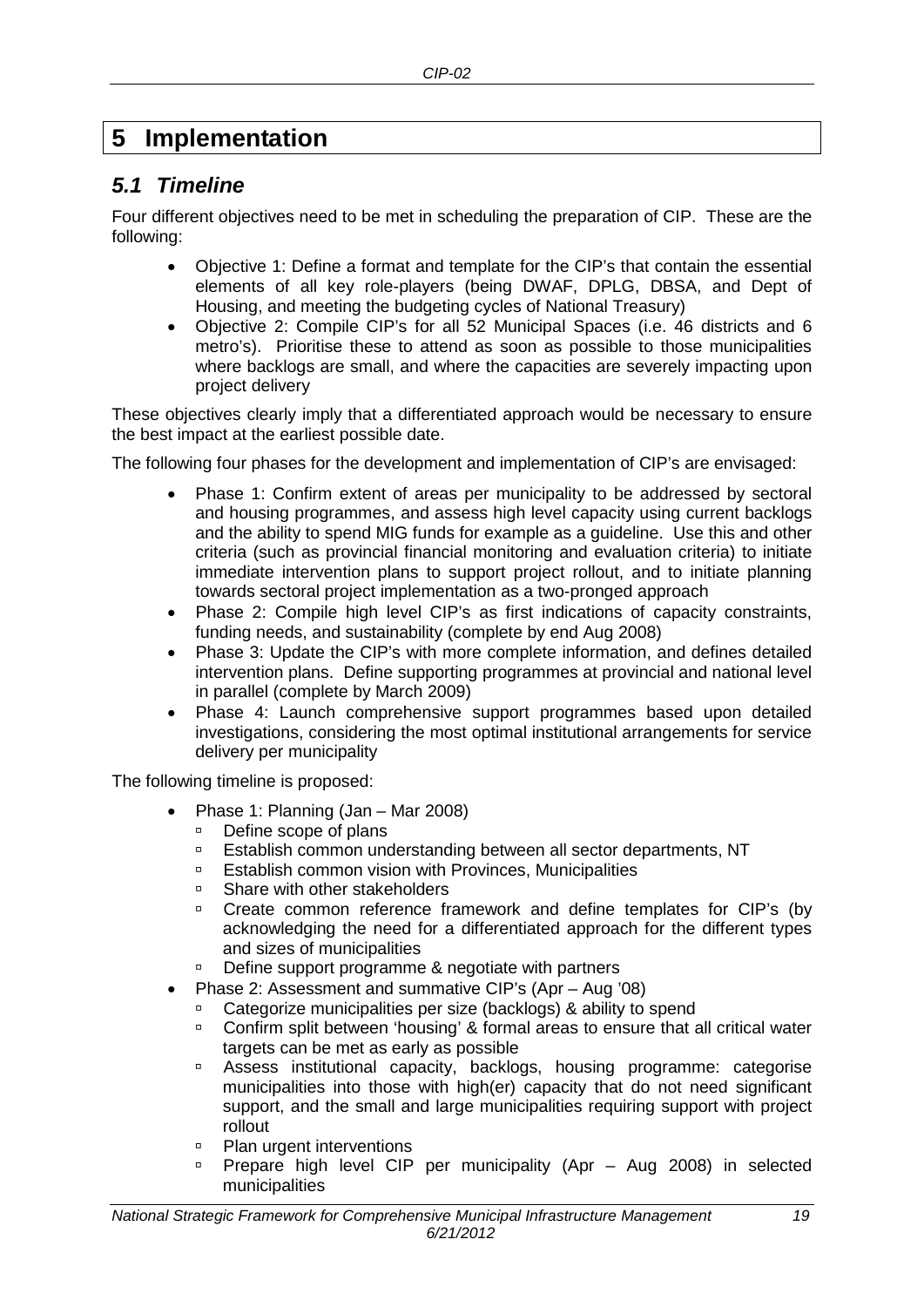# 5 Implementation

## *5.1 Timeline*

Four different objectives need to be met in scheduling the preparation of CIP. These are the following:

- Objective 1: Define a format and template for the CIP's that contain the essential elements of all key role-players (being DWAF, DPLG, DBSA, and Dept of Housing, and meeting the budgeting cycles of National Treasury)
- Objective 2: Compile CIP's for all 52 Municipal Spaces (i.e. 46 districts and 6 metro's). Prioritise these to attend as soon as possible to those municipalities where backlogs are small, and where the capacities are severely impacting upon project delivery

These objectives clearly imply that a differentiated approach would be necessary to ensure the best impact at the earliest possible date.

The following four phases for the development and implementation of CIP's are envisaged:

- Phase 1: Confirm extent of areas per municipality to be addressed by sectoral and housing programmes, and assess high level capacity using current backlogs and the ability to spend MIG funds for example as a guideline. Use this and other criteria (such as provincial financial monitoring and evaluation criteria) to initiate immediate intervention plans to support project rollout, and to initiate planning towards sectoral project implementation as a two-pronged approach
- Phase 2: Compile high level CIP's as first indications of capacity constraints, funding needs, and sustainability (complete by end Aug 2008)
- Phase 3: Update the CIP's with more complete information, and defines detailed intervention plans. Define supporting programmes at provincial and national level in parallel (complete by March 2009)
- Phase 4: Launch comprehensive support programmes based upon detailed investigations, considering the most optimal institutional arrangements for service delivery per municipality

The following timeline is proposed:

- Phase 1: Planning (Jan – Mar 2008)
  - Define scope of plans
  - Establish common understanding between all sector departments, NT
  - Establish common vision with Provinces, Municipalities
  - Share with other stakeholders
  - Create common reference framework and define templates for CIP's (by acknowledging the need for a differentiated approach for the different types and sizes of municipalities
  - Define support programme & negotiate with partners
- Phase 2: Assessment and summative CIP's (Apr – Aug '08)
  - Categorize municipalities per size (backlogs) & ability to spend
  - Confirm split between 'housing' & formal areas to ensure that all critical water targets can be met as early as possible
  - Assess institutional capacity, backlogs, housing programme: categorise municipalities into those with high(er) capacity that do not need significant support, and the small and large municipalities requiring support with project rollout
  - Plan urgent interventions
  - Prepare high level CIP per municipality (Apr – Aug 2008) in selected municipalities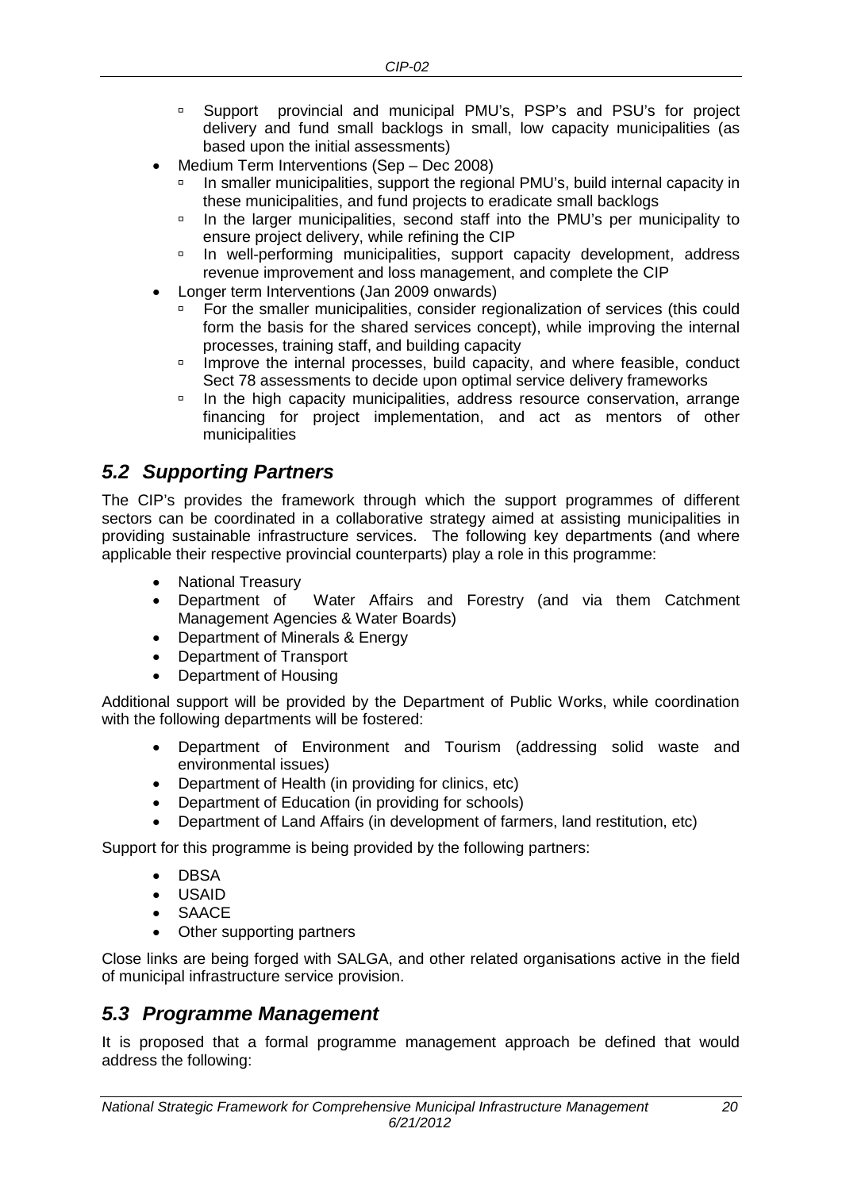- Support provincial and municipal PMU's, PSP's and PSU's for project delivery and fund small backlogs in small, low capacity municipalities (as based upon the initial assessments)
- Medium Term Interventions (Sep – Dec 2008)
  - In smaller municipalities, support the regional PMU's, build internal capacity in these municipalities, and fund projects to eradicate small backlogs
  - In the larger municipalities, second staff into the PMU's per municipality to ensure project delivery, while refining the CIP
  - In well-performing municipalities, support capacity development, address revenue improvement and loss management, and complete the CIP
- Longer term Interventions (Jan 2009 onwards)
  - For the smaller municipalities, consider regionalization of services (this could form the basis for the shared services concept), while improving the internal processes, training staff, and building capacity
  - Improve the internal processes, build capacity, and where feasible, conduct Sect 78 assessments to decide upon optimal service delivery frameworks
  - In the high capacity municipalities, address resource conservation, arrange financing for project implementation, and act as mentors of other municipalities

## *5.2 Supporting Partners*

The CIP's provides the framework through which the support programmes of different sectors can be coordinated in a collaborative strategy aimed at assisting municipalities in providing sustainable infrastructure services. The following key departments (and where applicable their respective provincial counterparts) play a role in this programme:

- National Treasury
- Department of Water Affairs and Forestry (and via them Catchment Management Agencies & Water Boards)
- Department of Minerals & Energy
- Department of Transport
- Department of Housing

Additional support will be provided by the Department of Public Works, while coordination with the following departments will be fostered:

- Department of Environment and Tourism (addressing solid waste and environmental issues)
- Department of Health (in providing for clinics, etc)
- Department of Education (in providing for schools)
- Department of Land Affairs (in development of farmers, land restitution, etc)

Support for this programme is being provided by the following partners:

- DBSA
- USAID
- SAACE
- Other supporting partners

Close links are being forged with SALGA, and other related organisations active in the field of municipal infrastructure service provision.

## *5.3 Programme Management*

It is proposed that a formal programme management approach be defined that would address the following: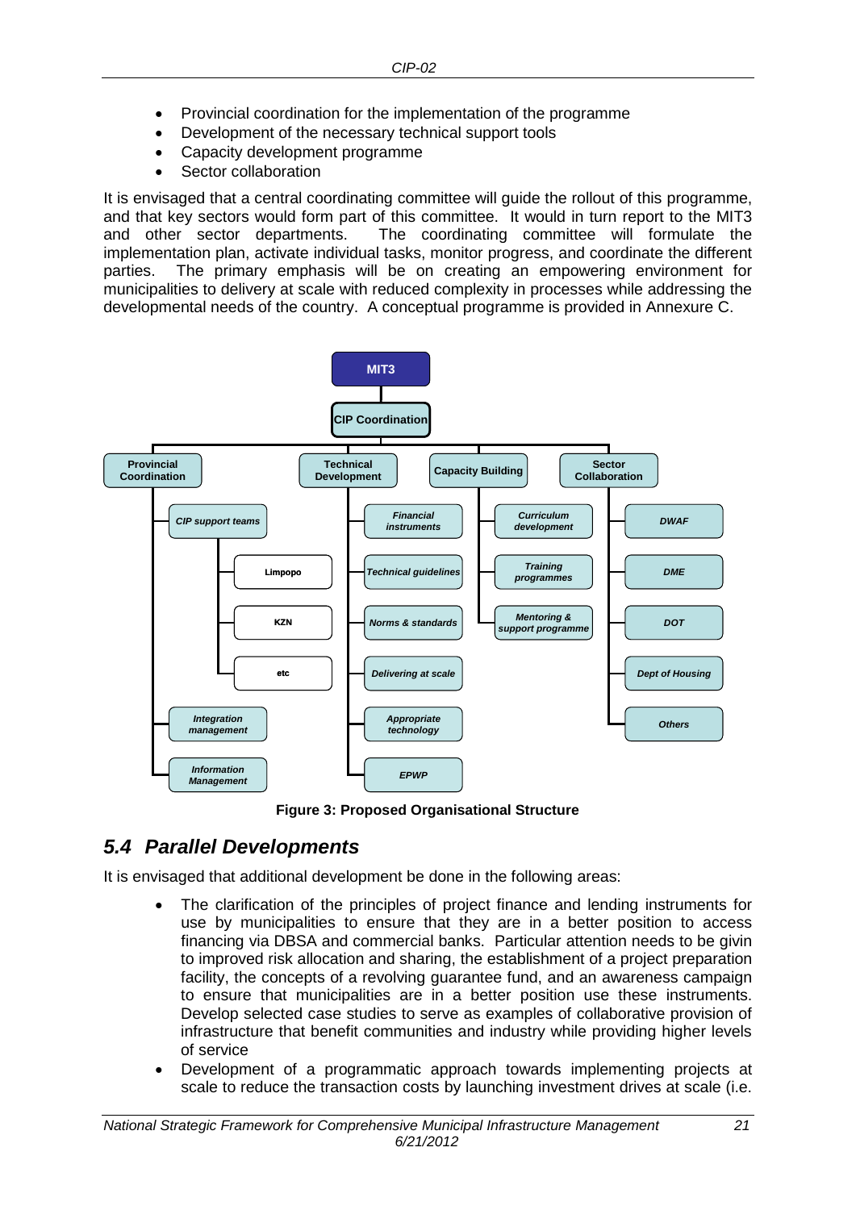- Provincial coordination for the implementation of the programme
- Development of the necessary technical support tools
- Capacity development programme
- Sector collaboration

It is envisaged that a central coordinating committee will guide the rollout of this programme, and that key sectors would form part of this committee. It would in turn report to the MIT3 and other sector departments. The coordinating committee will formulate the implementation plan, activate individual tasks, monitor progress, and coordinate the different parties. The primary emphasis will be on creating an empowering environment for municipalities to delivery at scale with reduced complexity in processes while addressing the developmental needs of the country. A conceptual programme is provided in Annexure C.

- **MIT3**
  - **CIP Coordination**
    - **Provincial Coordination**
      - *CIP support teams*
        - Limpopo
        - KZN
        - etc
      - *Integration management*
      - *Information Management*
    - **Technical Development**
      - *Financial instruments*
      - *Technical guidelines*
      - *Norms & standards*
      - *Delivering at scale*
      - *Appropriate technology*
      - *EPWP*
    - **Capacity Building**
      - *Curriculum development*
      - *Training programmes*
      - *Mentoring & support programme*
    - **Sector Collaboration**
      - *DWAF*
      - *DME*
      - *DOT*
      - *Dept of Housing*
      - *Others*

**Figure 3: Proposed Organisational Structure**

## *5.4 Parallel Developments*

It is envisaged that additional development be done in the following areas:

- The clarification of the principles of project finance and lending instruments for use by municipalities to ensure that they are in a better position to access financing via DBSA and commercial banks. Particular attention needs to be givin to improved risk allocation and sharing, the establishment of a project preparation facility, the concepts of a revolving guarantee fund, and an awareness campaign to ensure that municipalities are in a better position use these instruments. Develop selected case studies to serve as examples of collaborative provision of infrastructure that benefit communities and industry while providing higher levels of service
- Development of a programmatic approach towards implementing projects at scale to reduce the transaction costs by launching investment drives at scale (i.e.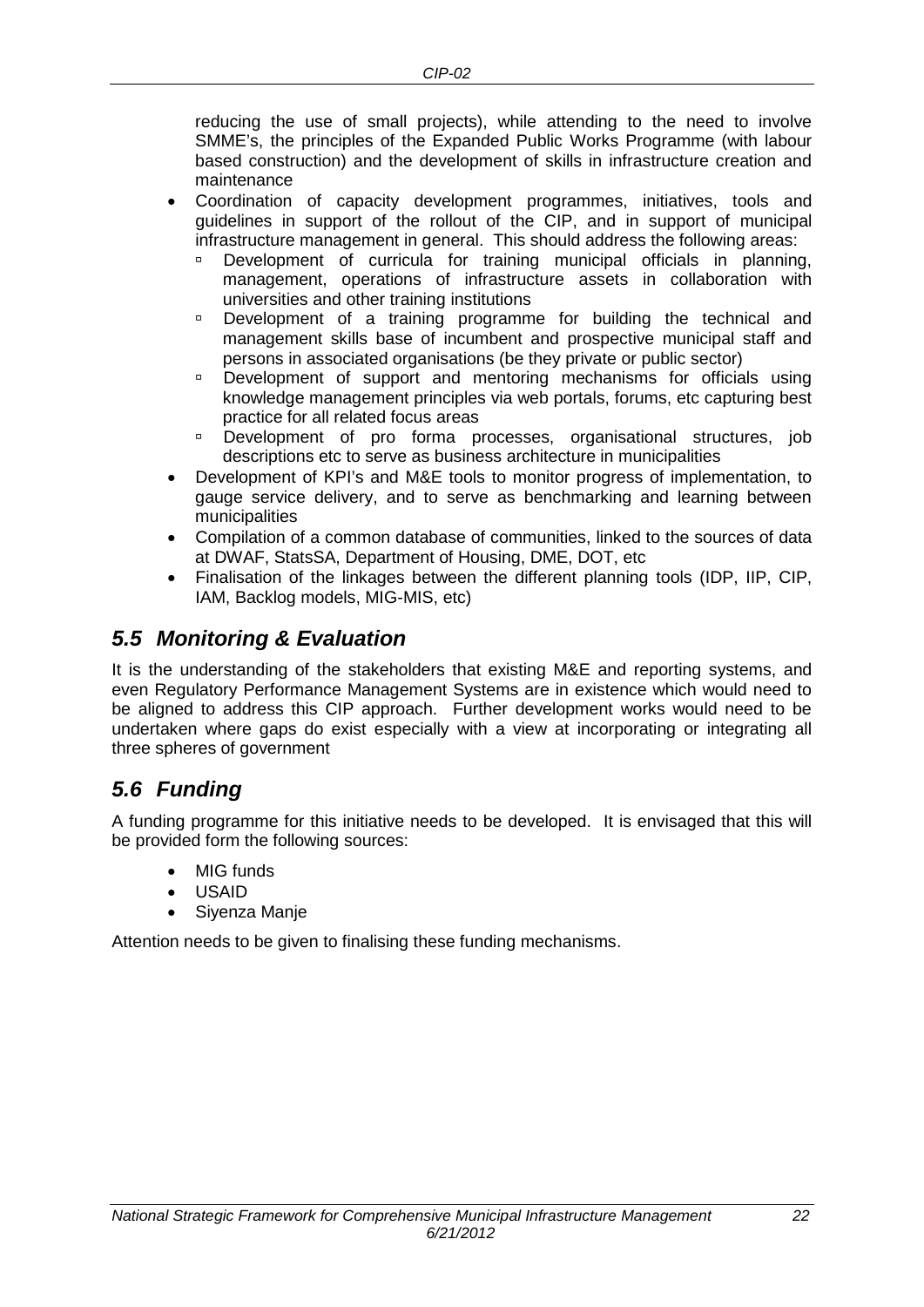reducing the use of small projects), while attending to the need to involve SMME's, the principles of the Expanded Public Works Programme (with labour based construction) and the development of skills in infrastructure creation and maintenance

- Coordination of capacity development programmes, initiatives, tools and guidelines in support of the rollout of the CIP, and in support of municipal infrastructure management in general. This should address the following areas:
  - Development of curricula for training municipal officials in planning, management, operations of infrastructure assets in collaboration with universities and other training institutions
  - Development of a training programme for building the technical and management skills base of incumbent and prospective municipal staff and persons in associated organisations (be they private or public sector)
  - Development of support and mentoring mechanisms for officials using knowledge management principles via web portals, forums, etc capturing best practice for all related focus areas
  - Development of pro forma processes, organisational structures, job descriptions etc to serve as business architecture in municipalities
- Development of KPI's and M&E tools to monitor progress of implementation, to gauge service delivery, and to serve as benchmarking and learning between municipalities
- Compilation of a common database of communities, linked to the sources of data at DWAF, StatsSA, Department of Housing, DME, DOT, etc
- Finalisation of the linkages between the different planning tools (IDP, IIP, CIP, IAM, Backlog models, MIG-MIS, etc)

## *5.5 Monitoring & Evaluation*

It is the understanding of the stakeholders that existing M&E and reporting systems, and even Regulatory Performance Management Systems are in existence which would need to be aligned to address this CIP approach. Further development works would need to be undertaken where gaps do exist especially with a view at incorporating or integrating all three spheres of government

## *5.6 Funding*

A funding programme for this initiative needs to be developed. It is envisaged that this will be provided form the following sources:

- MIG funds
- USAID
- Siyenza Manje

Attention needs to be given to finalising these funding mechanisms.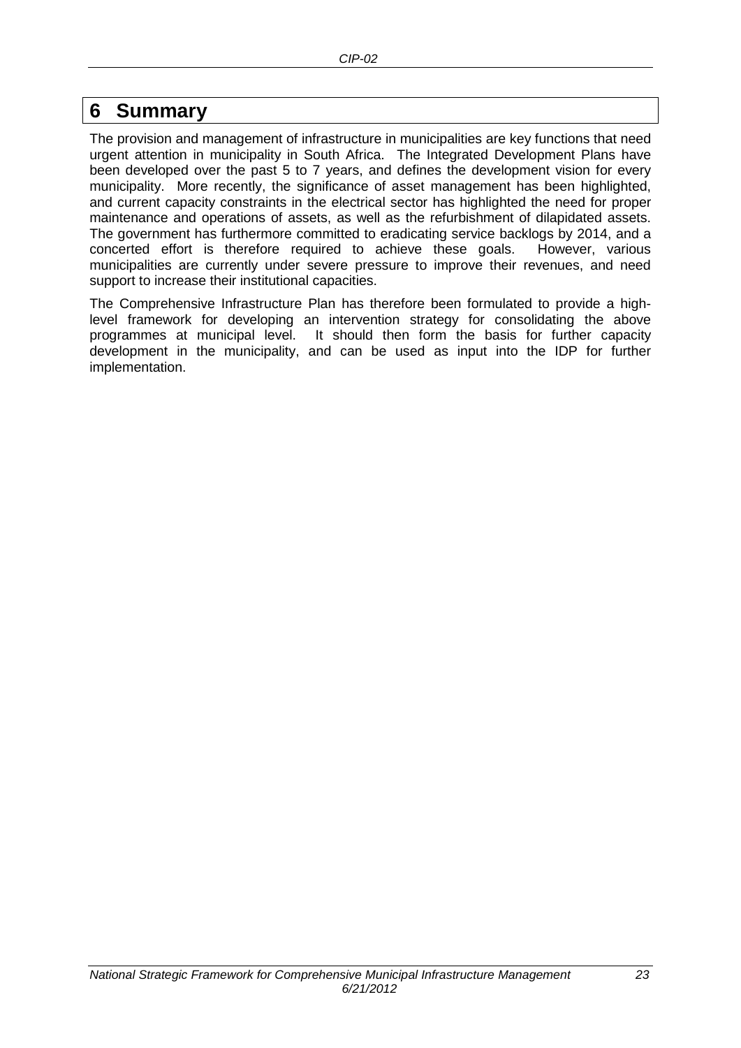# 6 Summary

The provision and management of infrastructure in municipalities are key functions that need urgent attention in municipality in South Africa. The Integrated Development Plans have been developed over the past 5 to 7 years, and defines the development vision for every municipality. More recently, the significance of asset management has been highlighted, and current capacity constraints in the electrical sector has highlighted the need for proper maintenance and operations of assets, as well as the refurbishment of dilapidated assets. The government has furthermore committed to eradicating service backlogs by 2014, and a concerted effort is therefore required to achieve these goals. However, various municipalities are currently under severe pressure to improve their revenues, and need support to increase their institutional capacities.

The Comprehensive Infrastructure Plan has therefore been formulated to provide a high-level framework for developing an intervention strategy for consolidating the above programmes at municipal level. It should then form the basis for further capacity development in the municipality, and can be used as input into the IDP for further implementation.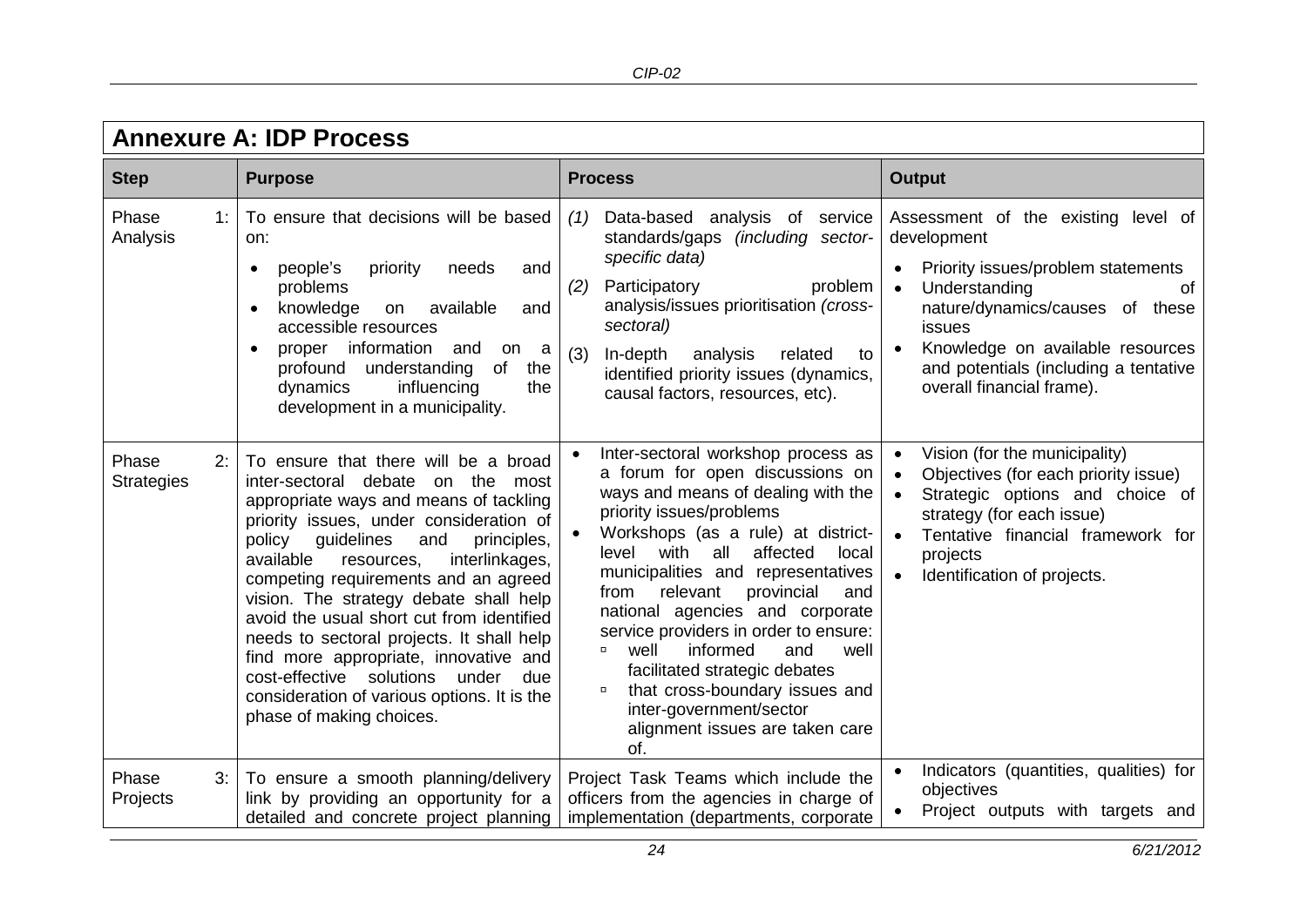## Annexure A: IDP Process

| Step | Purpose | Process | Output |
|---|---|---|---|
| Phase 1: Analysis | To ensure that decisions will be based on: <br>• people's priority needs and problems <br>• knowledge on available and accessible resources <br>• proper information and on a profound understanding of the dynamics influencing the development in a municipality. | *(1)* Data-based analysis of service standards/gaps *(including sector-specific data)* <br>*(2)* Participatory problem analysis/issues prioritisation *(cross-sectoral)* <br>(3) In-depth analysis related to identified priority issues (dynamics, causal factors, resources, etc). | Assessment of the existing level of development <br>• Priority issues/problem statements <br>• Understanding of nature/dynamics/causes of these issues <br>• Knowledge on available resources and potentials (including a tentative overall financial frame). |
| Phase 2: Strategies | To ensure that there will be a broad inter-sectoral debate on the most appropriate ways and means of tackling priority issues, under consideration of policy guidelines and principles, available resources, interlinkages, competing requirements and an agreed vision. The strategy debate shall help avoid the usual short cut from identified needs to sectoral projects. It shall help find more appropriate, innovative and cost-effective solutions under due consideration of various options. It is the phase of making choices. | • Inter-sectoral workshop process as a forum for open discussions on ways and means of dealing with the priority issues/problems <br>• Workshops (as a rule) at district-level with all affected local municipalities and representatives from relevant provincial and national agencies and corporate service providers in order to ensure: <br>▫ well informed and well facilitated strategic debates <br>▫ that cross-boundary issues and inter-government/sector alignment issues are taken care of. | • Vision (for the municipality) <br>• Objectives (for each priority issue) <br>• Strategic options and choice of strategy (for each issue) <br>• Tentative financial framework for projects <br>• Identification of projects. |
| Phase 3: Projects | To ensure a smooth planning/delivery link by providing an opportunity for a detailed and concrete project planning | Project Task Teams which include the officers from the agencies in charge of implementation (departments, corporate | • Indicators (quantities, qualities) for objectives <br>• Project outputs with targets and |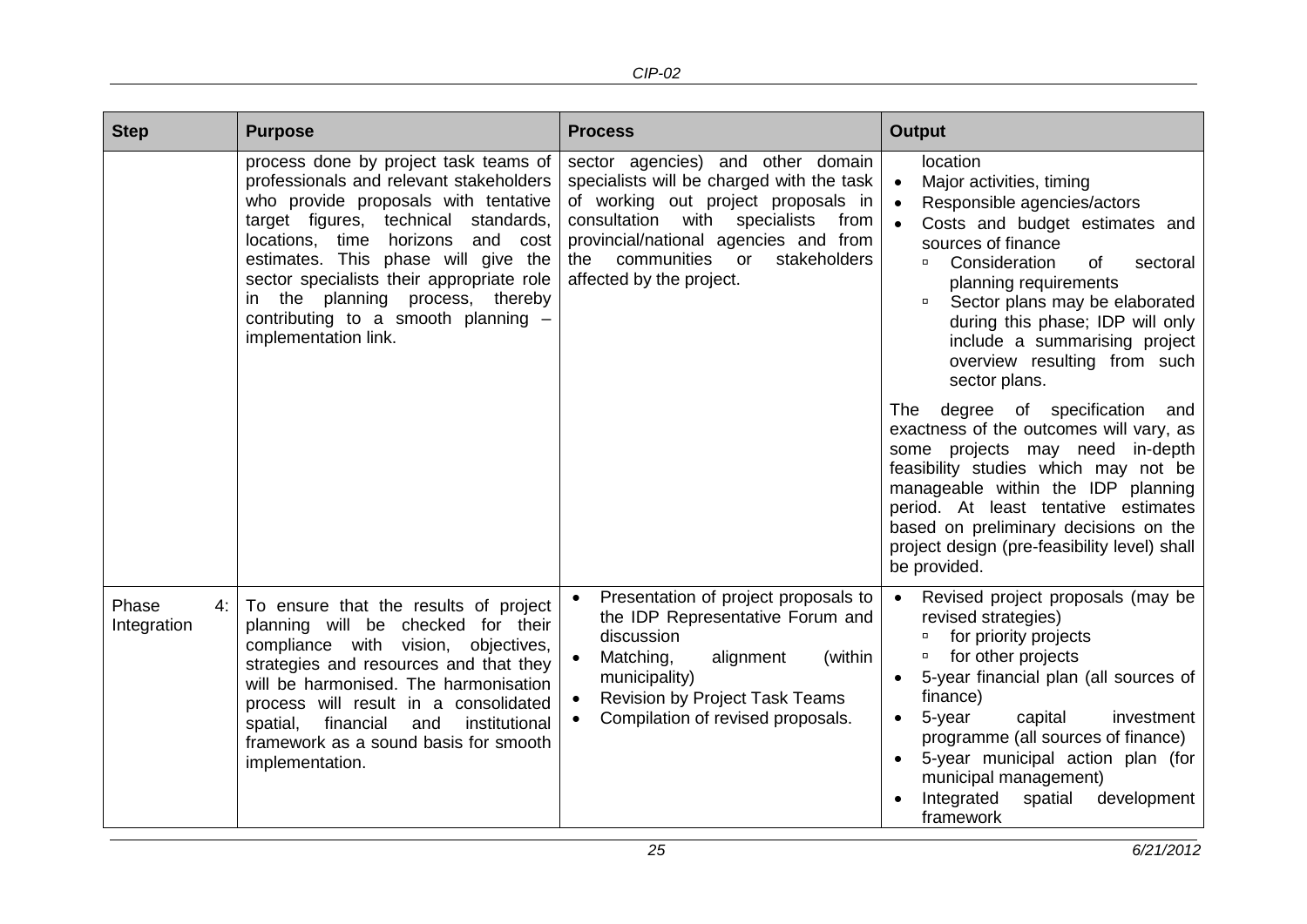| Step | Purpose | Process | Output |
|---|---|---|---|
| | process done by project task teams of professionals and relevant stakeholders who provide proposals with tentative target figures, technical standards, locations, time horizons and cost estimates. This phase will give the sector specialists their appropriate role in the planning process, thereby contributing to a smooth planning – implementation link. | sector agencies) and other domain specialists will be charged with the task of working out project proposals in consultation with specialists from provincial/national agencies and from the communities or stakeholders affected by the project. | location<br>• Major activities, timing<br>• Responsible agencies/actors<br>• Costs and budget estimates and sources of finance<br>▫ Consideration of sectoral planning requirements<br>▫ Sector plans may be elaborated during this phase; IDP will only include a summarising project overview resulting from such sector plans.<br><br>The degree of specification and exactness of the outcomes will vary, as some projects may need in-depth feasibility studies which may not be manageable within the IDP planning period. At least tentative estimates based on preliminary decisions on the project design (pre-feasibility level) shall be provided. |
| Phase 4: Integration | To ensure that the results of project planning will be checked for their compliance with vision, objectives, strategies and resources and that they will be harmonised. The harmonisation process will result in a consolidated spatial, financial and institutional framework as a sound basis for smooth implementation. | • Presentation of project proposals to the IDP Representative Forum and discussion<br>• Matching, alignment (within municipality)<br>• Revision by Project Task Teams<br>• Compilation of revised proposals. | • Revised project proposals (may be revised strategies)<br>▫ for priority projects<br>▫ for other projects<br>• 5-year financial plan (all sources of finance)<br>• 5-year capital investment programme (all sources of finance)<br>• 5-year municipal action plan (for municipal management)<br>• Integrated spatial development framework |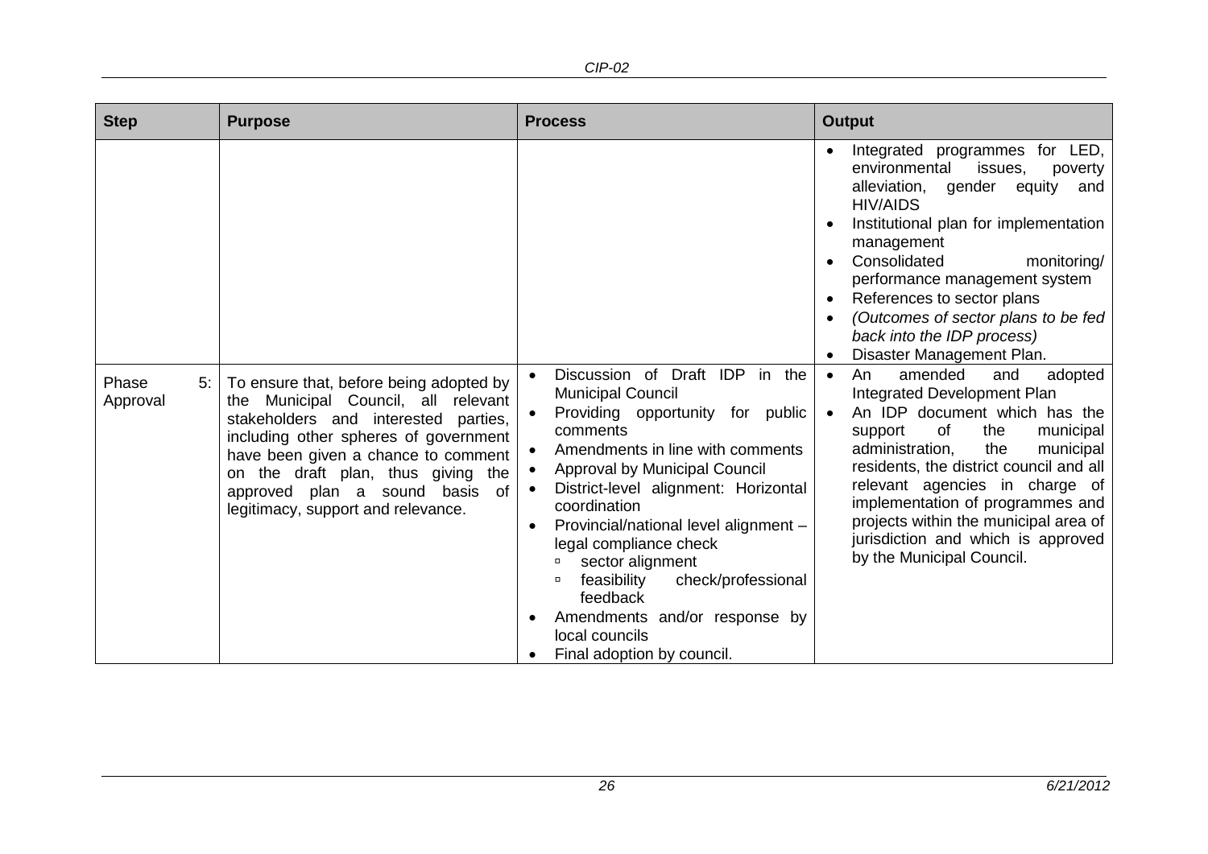| Step | Purpose | Process | Output |
|---|---|---|---|
| | | | • Integrated programmes for LED, environmental issues, poverty alleviation, gender equity and HIV/AIDS<br>• Institutional plan for implementation management<br>• Consolidated monitoring/ performance management system<br>• References to sector plans<br>• *(Outcomes of sector plans to be fed back into the IDP process)*<br>• Disaster Management Plan. |
| Phase 5: Approval | To ensure that, before being adopted by the Municipal Council, all relevant stakeholders and interested parties, including other spheres of government have been given a chance to comment on the draft plan, thus giving the approved plan a sound basis of legitimacy, support and relevance. | • Discussion of Draft IDP in the Municipal Council<br>• Providing opportunity for public comments<br>• Amendments in line with comments<br>• Approval by Municipal Council<br>• District-level alignment: Horizontal coordination<br>• Provincial/national level alignment – legal compliance check<br>&nbsp;&nbsp;▫ sector alignment<br>&nbsp;&nbsp;▫ feasibility check/professional feedback<br>• Amendments and/or response by local councils<br>• Final adoption by council. | • An amended and adopted Integrated Development Plan<br>• An IDP document which has the support of the municipal administration, the municipal residents, the district council and all relevant agencies in charge of implementation of programmes and projects within the municipal area of jurisdiction and which is approved by the Municipal Council. |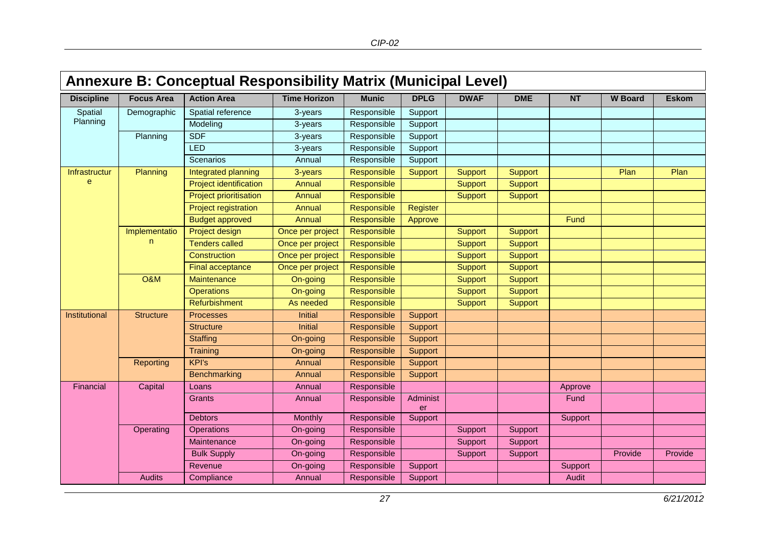## Annexure B: Conceptual Responsibility Matrix (Municipal Level)

| Discipline | Focus Area | Action Area | Time Horizon | Munic | DPLG | DWAF | DME | NT | W Board | Eskom |
|---|---|---|---|---|---|---|---|---|---|---|
| Spatial Planning | Demographic | Spatial reference | 3-years | Responsible | Support | | | | | |
| | | Modeling | 3-years | Responsible | Support | | | | | |
| | Planning | SDF | 3-years | Responsible | Support | | | | | |
| | | LED | 3-years | Responsible | Support | | | | | |
| | | Scenarios | Annual | Responsible | Support | | | | | |
| Infrastructure | Planning | Integrated planning | 3-years | Responsible | Support | Support | Support | | Plan | Plan |
| | | Project identification | Annual | Responsible | | Support | Support | | | |
| | | Project prioritisation | Annual | Responsible | | Support | Support | | | |
| | | Project registration | Annual | Responsible | Register | | | | | |
| | | Budget approved | Annual | Responsible | Approve | | | Fund | | |
| | Implementation | Project design | Once per project | Responsible | | Support | Support | | | |
| | | Tenders called | Once per project | Responsible | | Support | Support | | | |
| | | Construction | Once per project | Responsible | | Support | Support | | | |
| | | Final acceptance | Once per project | Responsible | | Support | Support | | | |
| | O&M | Maintenance | On-going | Responsible | | Support | Support | | | |
| | | Operations | On-going | Responsible | | Support | Support | | | |
| | | Refurbishment | As needed | Responsible | | Support | Support | | | |
| Institutional | Structure | Processes | Initial | Responsible | Support | | | | | |
| | | Structure | Initial | Responsible | Support | | | | | |
| | | Staffing | On-going | Responsible | Support | | | | | |
| | | Training | On-going | Responsible | Support | | | | | |
| | Reporting | KPI's | Annual | Responsible | Support | | | | | |
| | | Benchmarking | Annual | Responsible | Support | | | | | |
| Financial | Capital | Loans | Annual | Responsible | | | | Approve | | |
| | | Grants | Annual | Responsible | Administer | | | Fund | | |
| | | Debtors | Monthly | Responsible | Support | | | Support | | |
| | Operating | Operations | On-going | Responsible | | Support | Support | | | |
| | | Maintenance | On-going | Responsible | | Support | Support | | | |
| | | Bulk Supply | On-going | Responsible | | Support | Support | | Provide | Provide |
| | | Revenue | On-going | Responsible | Support | | | Support | | |
| | Audits | Compliance | Annual | Responsible | Support | | | Audit | | |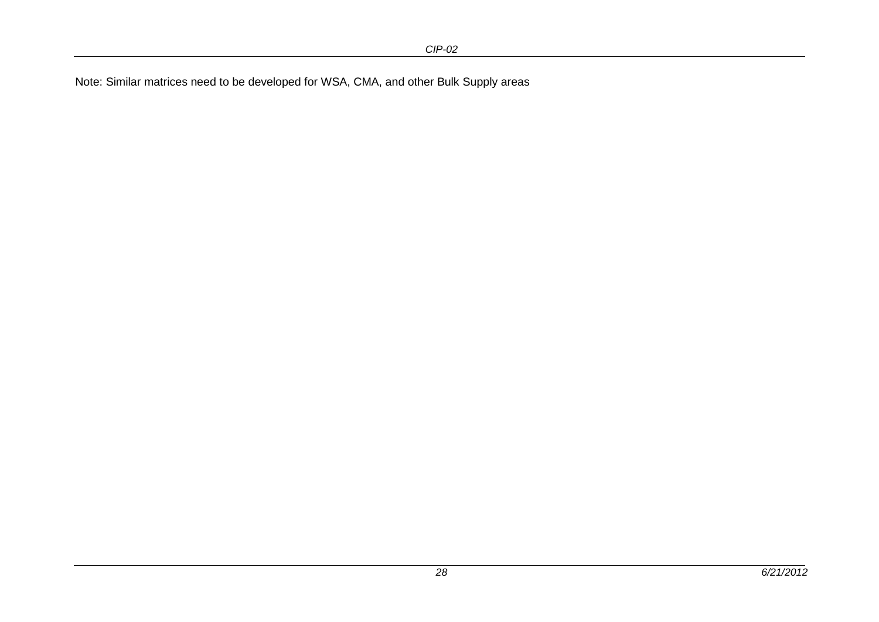Note: Similar matrices need to be developed for WSA, CMA, and other Bulk Supply areas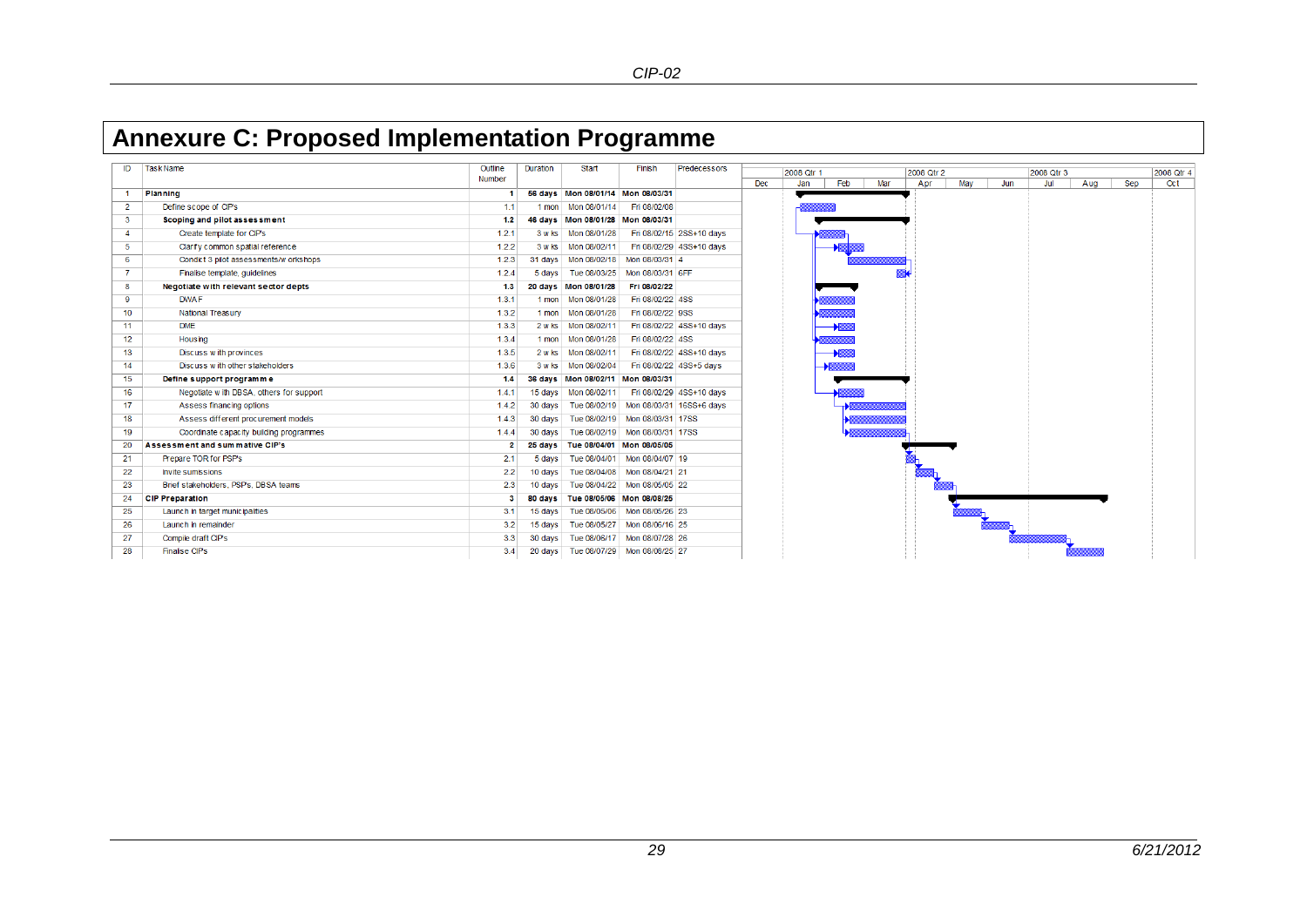# Annexure C: Proposed Implementation Programme

| ID | Task Name | Outline Number | Duration | Start | Finish | Predecessors |
|---|---|---|---|---|---|---|
| 1 | **Planning** | **1** | **56 days** | **Mon 08/01/14** | **Mon 08/03/31** | |
| 2 | Define scope of CIPs | 1.1 | 1 mon | Mon 08/01/14 | Fri 08/02/08 | |
| 3 | **Scoping and pilot assessment** | **1.2** | **46 days** | **Mon 08/01/28** | **Mon 08/03/31** | |
| 4 | Create template for CIPs | 1.2.1 | 3 wks | Mon 08/01/28 | Fri 08/02/15 | 2SS+10 days |
| 5 | Clarify common spatial reference | 1.2.2 | 3 wks | Mon 08/02/11 | Fri 08/02/29 | 4SS+10 days |
| 6 | Condct 3 pilot assessments/workshops | 1.2.3 | 31 days | Mon 08/02/18 | Mon 08/03/31 | 4 |
| 7 | Finalise template, guidelines | 1.2.4 | 5 days | Tue 08/03/25 | Mon 08/03/31 | 6FF |
| 8 | **Negotiate with relevant sector depts** | **1.3** | **20 days** | **Mon 08/01/28** | **Fri 08/02/22** | |
| 9 | DWAF | 1.3.1 | 1 mon | Mon 08/01/28 | Fri 08/02/22 | 4SS |
| 10 | National Treasury | 1.3.2 | 1 mon | Mon 08/01/28 | Fri 08/02/22 | 9SS |
| 11 | DME | 1.3.3 | 2 wks | Mon 08/02/11 | Fri 08/02/22 | 4SS+10 days |
| 12 | Housing | 1.3.4 | 1 mon | Mon 08/01/28 | Fri 08/02/22 | 4SS |
| 13 | Discuss with provinces | 1.3.5 | 2 wks | Mon 08/02/11 | Fri 08/02/22 | 4SS+10 days |
| 14 | Discuss with other stakeholders | 1.3.6 | 3 wks | Mon 08/02/04 | Fri 08/02/22 | 4SS+5 days |
| 15 | **Define support programme** | **1.4** | **36 days** | **Mon 08/02/11** | **Mon 08/03/31** | |
| 16 | Negotiate with DBSA, others for support | 1.4.1 | 15 days | Mon 08/02/11 | Fri 08/02/29 | 4SS+10 days |
| 17 | Assess financing options | 1.4.2 | 30 days | Tue 08/02/19 | Mon 08/03/31 | 16SS+6 days |
| 18 | Assess different procurement models | 1.4.3 | 30 days | Tue 08/02/19 | Mon 08/03/31 | 17SS |
| 19 | Coordinate capacity building programmes | 1.4.4 | 30 days | Tue 08/02/19 | Mon 08/03/31 | 17SS |
| 20 | **Assessment and summative CIP's** | **2** | **25 days** | **Tue 08/04/01** | **Mon 08/05/05** | |
| 21 | Prepare TOR for PSP's | 2.1 | 5 days | Tue 08/04/01 | Mon 08/04/07 | 19 |
| 22 | Invite sumissions | 2.2 | 10 days | Tue 08/04/08 | Mon 08/04/21 | 21 |
| 23 | Brief stakeholders, PSPs, DBSA teams | 2.3 | 10 days | Tue 08/04/22 | Mon 08/05/05 | 22 |
| 24 | **CIP Preparation** | **3** | **80 days** | **Tue 08/05/06** | **Mon 08/08/25** | |
| 25 | Launch in target municipalities | 3.1 | 15 days | Tue 08/05/06 | Mon 08/05/26 | 23 |
| 26 | Launch in remainder | 3.2 | 15 days | Tue 08/05/27 | Mon 08/06/16 | 25 |
| 27 | Compile draft CIPs | 3.3 | 30 days | Tue 08/06/17 | Mon 08/07/28 | 26 |
| 28 | Finalise CIPs | 3.4 | 20 days | Tue 08/07/29 | Mon 08/08/25 | 27 |

2008 Qtr 1 | 2008 Qtr 2 | 2008 Qtr 3 | 2008 Qtr 4

Dec | Jan | Feb | Mar | Apr | May | Jun | Jul | Aug | Sep | Oct